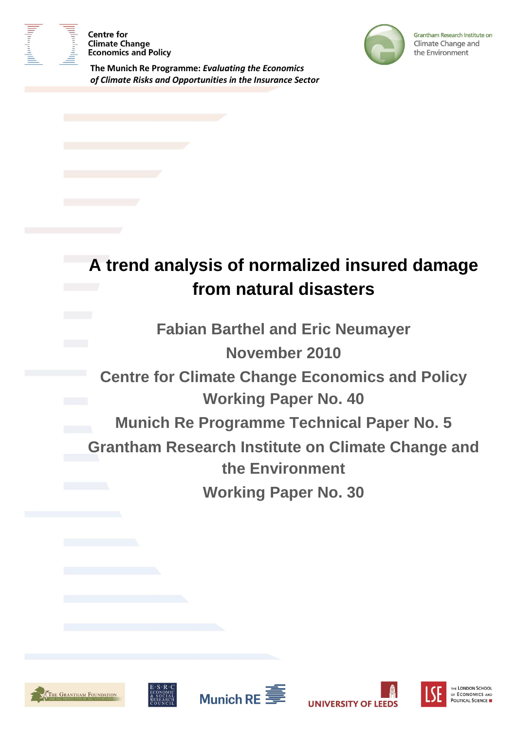Centre for Climate Change Economics and Policy

The Munich Re Programme: *Evaluating the Economics of Climate Risks and Opportunities in the Insurance Sector*

Grantham Research Institute on Climate Change and the Environment

# A trend analysis of normalized insured damage from natural disasters

**Fabian Barthel and Eric Neumayer**

**November 2010**

**Centre for Climate Change Economics and Policy Working Paper No. 40**

**Munich Re Programme Technical Paper No. 5**

**Grantham Research Institute on Climate Change and the Environment**

**Working Paper No. 30**

The Grantham Foundation for the Protection of the Environment

ESRC Economic & Social Research Council

Munich RE

University of Leeds

LSE The London School of Economics and Political Science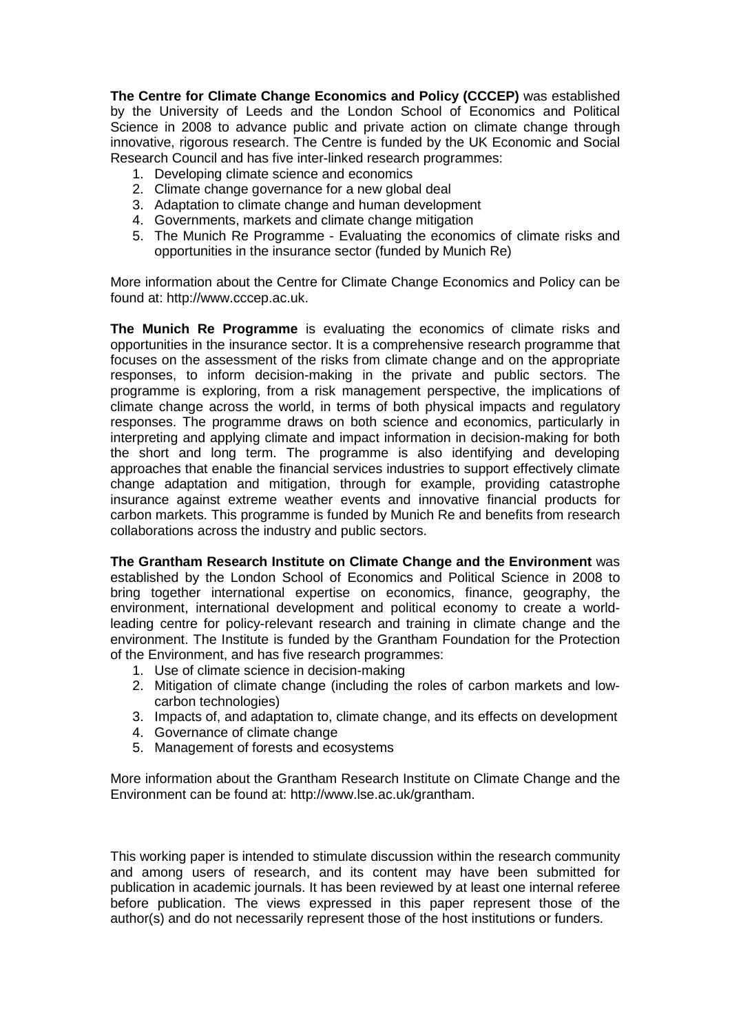**The Centre for Climate Change Economics and Policy (CCCEP)** was established by the University of Leeds and the London School of Economics and Political Science in 2008 to advance public and private action on climate change through innovative, rigorous research. The Centre is funded by the UK Economic and Social Research Council and has five inter-linked research programmes:

1. Developing climate science and economics
2. Climate change governance for a new global deal
3. Adaptation to climate change and human development
4. Governments, markets and climate change mitigation
5. The Munich Re Programme - Evaluating the economics of climate risks and opportunities in the insurance sector (funded by Munich Re)

More information about the Centre for Climate Change Economics and Policy can be found at: http://www.cccep.ac.uk.

**The Munich Re Programme** is evaluating the economics of climate risks and opportunities in the insurance sector. It is a comprehensive research programme that focuses on the assessment of the risks from climate change and on the appropriate responses, to inform decision-making in the private and public sectors. The programme is exploring, from a risk management perspective, the implications of climate change across the world, in terms of both physical impacts and regulatory responses. The programme draws on both science and economics, particularly in interpreting and applying climate and impact information in decision-making for both the short and long term. The programme is also identifying and developing approaches that enable the financial services industries to support effectively climate change adaptation and mitigation, through for example, providing catastrophe insurance against extreme weather events and innovative financial products for carbon markets. This programme is funded by Munich Re and benefits from research collaborations across the industry and public sectors.

**The Grantham Research Institute on Climate Change and the Environment** was established by the London School of Economics and Political Science in 2008 to bring together international expertise on economics, finance, geography, the environment, international development and political economy to create a world-leading centre for policy-relevant research and training in climate change and the environment. The Institute is funded by the Grantham Foundation for the Protection of the Environment, and has five research programmes:

1. Use of climate science in decision-making
2. Mitigation of climate change (including the roles of carbon markets and low-carbon technologies)
3. Impacts of, and adaptation to, climate change, and its effects on development
4. Governance of climate change
5. Management of forests and ecosystems

More information about the Grantham Research Institute on Climate Change and the Environment can be found at: http://www.lse.ac.uk/grantham.

This working paper is intended to stimulate discussion within the research community and among users of research, and its content may have been submitted for publication in academic journals. It has been reviewed by at least one internal referee before publication. The views expressed in this paper represent those of the author(s) and do not necessarily represent those of the host institutions or funders.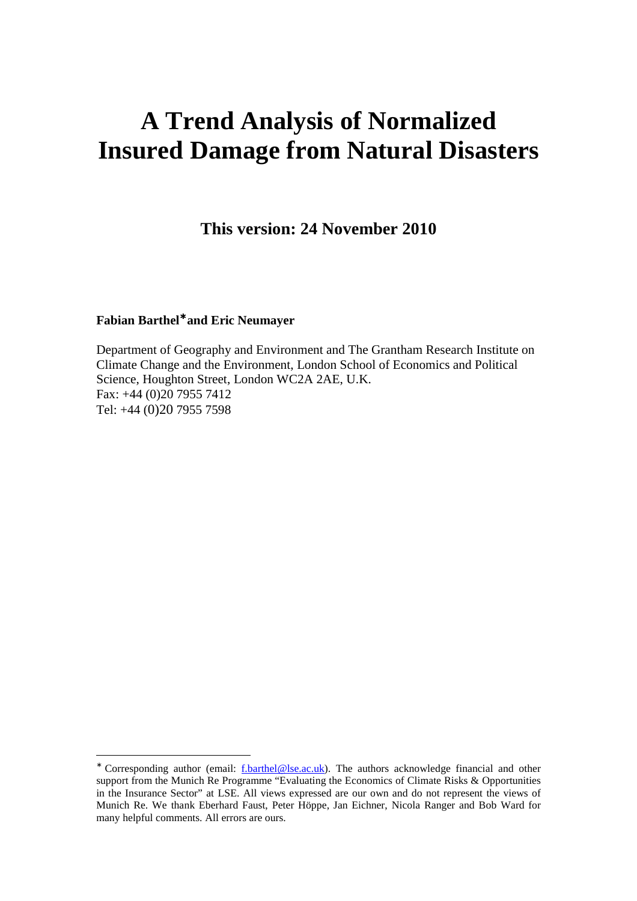# A Trend Analysis of Normalized Insured Damage from Natural Disasters

**This version: 24 November 2010**

**Fabian Barthel[*] and Eric Neumayer**

Department of Geography and Environment and The Grantham Research Institute on Climate Change and the Environment, London School of Economics and Political Science, Houghton Street, London WC2A 2AE, U.K.
Fax: +44 (0)20 7955 7412
Tel: +44 (0)20 7955 7598

---

[*] Corresponding author (email: f.barthel@lse.ac.uk). The authors acknowledge financial and other support from the Munich Re Programme "Evaluating the Economics of Climate Risks & Opportunities in the Insurance Sector" at LSE. All views expressed are our own and do not represent the views of Munich Re. We thank Eberhard Faust, Peter Höppe, Jan Eichner, Nicola Ranger and Bob Ward for many helpful comments. All errors are ours.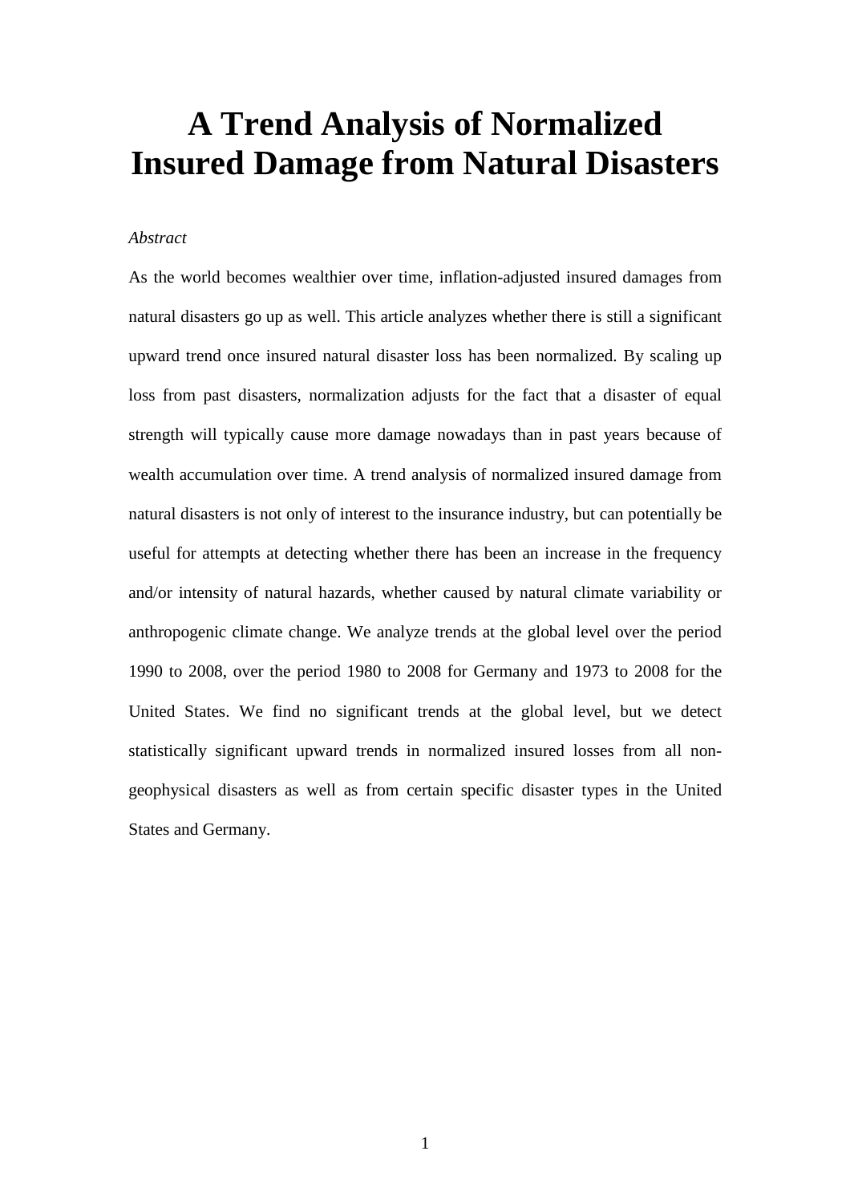# A Trend Analysis of Normalized Insured Damage from Natural Disasters

*Abstract*

As the world becomes wealthier over time, inflation-adjusted insured damages from natural disasters go up as well. This article analyzes whether there is still a significant upward trend once insured natural disaster loss has been normalized. By scaling up loss from past disasters, normalization adjusts for the fact that a disaster of equal strength will typically cause more damage nowadays than in past years because of wealth accumulation over time. A trend analysis of normalized insured damage from natural disasters is not only of interest to the insurance industry, but can potentially be useful for attempts at detecting whether there has been an increase in the frequency and/or intensity of natural hazards, whether caused by natural climate variability or anthropogenic climate change. We analyze trends at the global level over the period 1990 to 2008, over the period 1980 to 2008 for Germany and 1973 to 2008 for the United States. We find no significant trends at the global level, but we detect statistically significant upward trends in normalized insured losses from all non-geophysical disasters as well as from certain specific disaster types in the United States and Germany.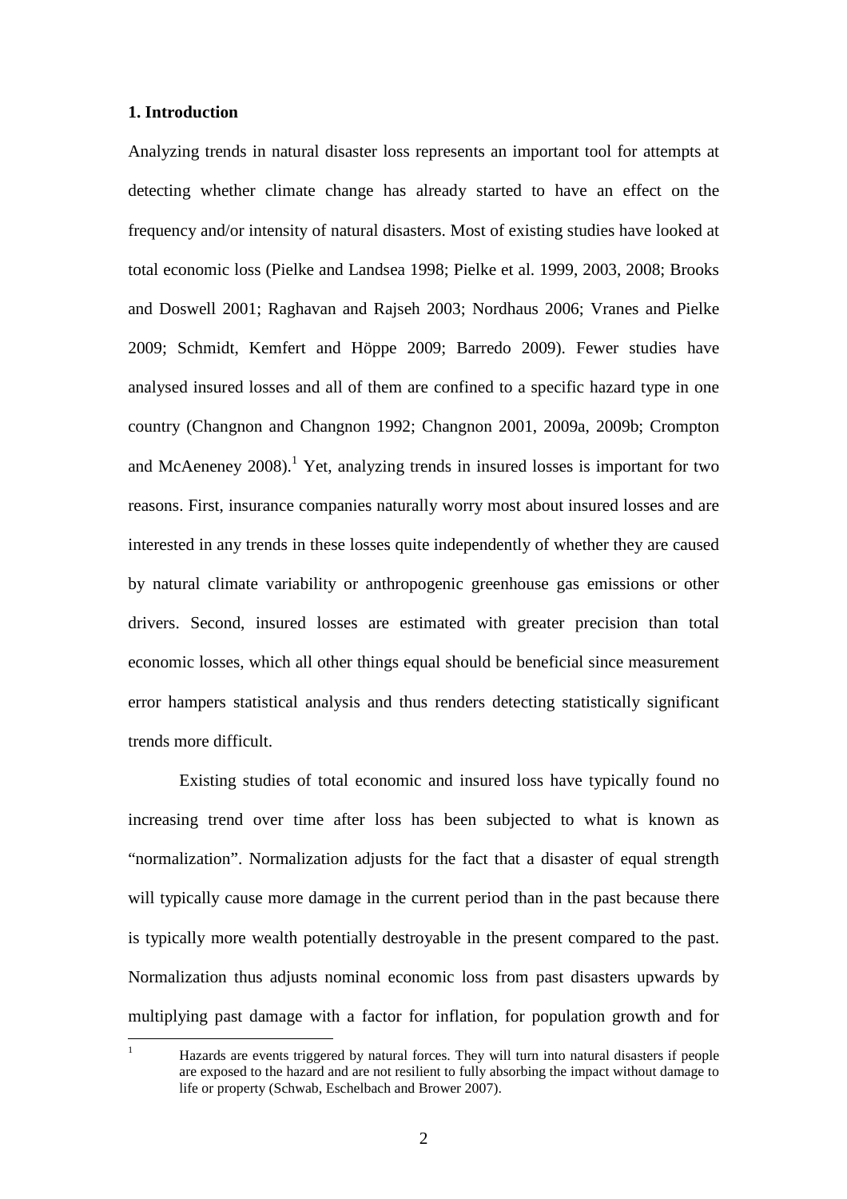## 1. Introduction

Analyzing trends in natural disaster loss represents an important tool for attempts at detecting whether climate change has already started to have an effect on the frequency and/or intensity of natural disasters. Most of existing studies have looked at total economic loss (Pielke and Landsea 1998; Pielke et al. 1999, 2003, 2008; Brooks and Doswell 2001; Raghavan and Rajseh 2003; Nordhaus 2006; Vranes and Pielke 2009; Schmidt, Kemfert and Höppe 2009; Barredo 2009). Fewer studies have analysed insured losses and all of them are confined to a specific hazard type in one country (Changnon and Changnon 1992; Changnon 2001, 2009a, 2009b; Crompton and McAeneney 2008).[1] Yet, analyzing trends in insured losses is important for two reasons. First, insurance companies naturally worry most about insured losses and are interested in any trends in these losses quite independently of whether they are caused by natural climate variability or anthropogenic greenhouse gas emissions or other drivers. Second, insured losses are estimated with greater precision than total economic losses, which all other things equal should be beneficial since measurement error hampers statistical analysis and thus renders detecting statistically significant trends more difficult.

Existing studies of total economic and insured loss have typically found no increasing trend over time after loss has been subjected to what is known as "normalization". Normalization adjusts for the fact that a disaster of equal strength will typically cause more damage in the current period than in the past because there is typically more wealth potentially destroyable in the present compared to the past. Normalization thus adjusts nominal economic loss from past disasters upwards by multiplying past damage with a factor for inflation, for population growth and for

[1] Hazards are events triggered by natural forces. They will turn into natural disasters if people are exposed to the hazard and are not resilient to fully absorbing the impact without damage to life or property (Schwab, Eschelbach and Brower 2007).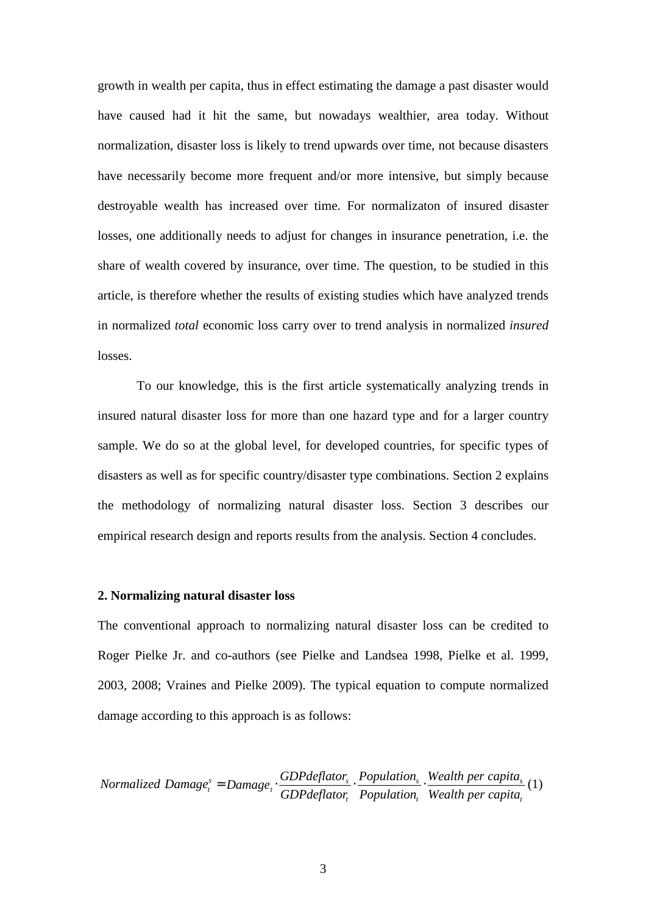growth in wealth per capita, thus in effect estimating the damage a past disaster would have caused had it hit the same, but nowadays wealthier, area today. Without normalization, disaster loss is likely to trend upwards over time, not because disasters have necessarily become more frequent and/or more intensive, but simply because destroyable wealth has increased over time. For normalizaton of insured disaster losses, one additionally needs to adjust for changes in insurance penetration, i.e. the share of wealth covered by insurance, over time. The question, to be studied in this article, is therefore whether the results of existing studies which have analyzed trends in normalized *total* economic loss carry over to trend analysis in normalized *insured* losses.

To our knowledge, this is the first article systematically analyzing trends in insured natural disaster loss for more than one hazard type and for a larger country sample. We do so at the global level, for developed countries, for specific types of disasters as well as for specific country/disaster type combinations. Section 2 explains the methodology of normalizing natural disaster loss. Section 3 describes our empirical research design and reports results from the analysis. Section 4 concludes.

## 2. Normalizing natural disaster loss

The conventional approach to normalizing natural disaster loss can be credited to Roger Pielke Jr. and co-authors (see Pielke and Landsea 1998, Pielke et al. 1999, 2003, 2008; Vraines and Pielke 2009). The typical equation to compute normalized damage according to this approach is as follows:

$$Normalized\ Damage_t^s = Damage_t \cdot \frac{GDPdeflator_s}{GDPdeflator_t} \cdot \frac{Population_s}{Population_t} \cdot \frac{Wealth\ per\ capita_s}{Wealth\ per\ capita_t} \quad (1)$$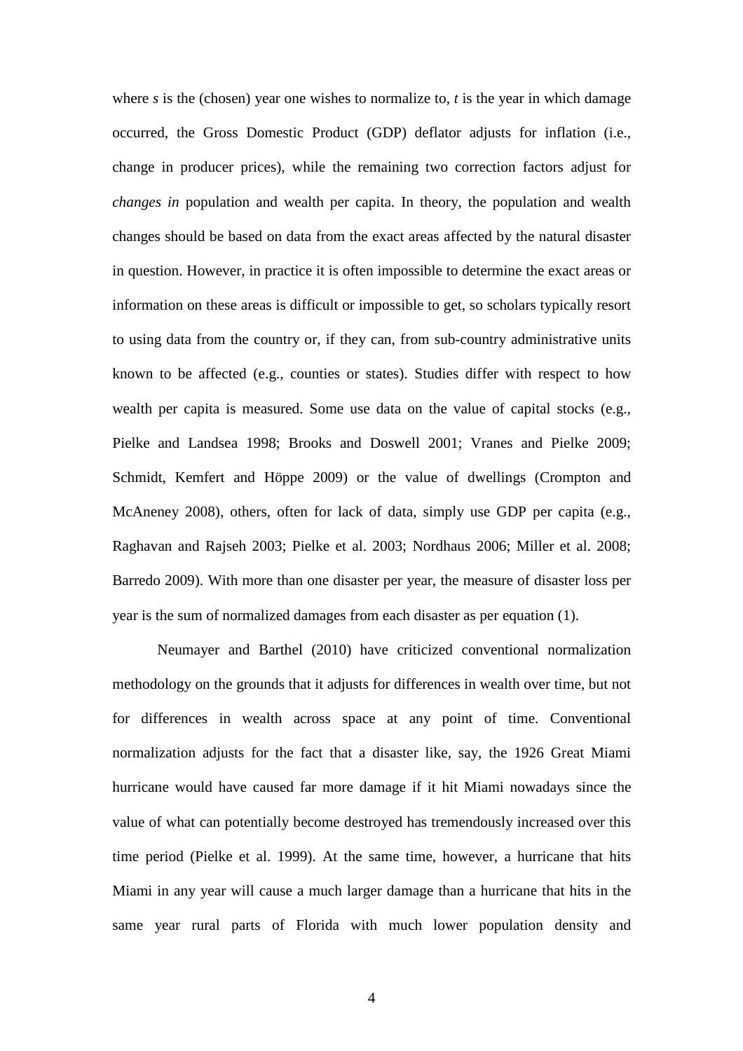where $s$ is the (chosen) year one wishes to normalize to, $t$ is the year in which damage occurred, the Gross Domestic Product (GDP) deflator adjusts for inflation (i.e., change in producer prices), while the remaining two correction factors adjust for *changes in* population and wealth per capita. In theory, the population and wealth changes should be based on data from the exact areas affected by the natural disaster in question. However, in practice it is often impossible to determine the exact areas or information on these areas is difficult or impossible to get, so scholars typically resort to using data from the country or, if they can, from sub-country administrative units known to be affected (e.g., counties or states). Studies differ with respect to how wealth per capita is measured. Some use data on the value of capital stocks (e.g., Pielke and Landsea 1998; Brooks and Doswell 2001; Vranes and Pielke 2009; Schmidt, Kemfert and Höppe 2009) or the value of dwellings (Crompton and McAneney 2008), others, often for lack of data, simply use GDP per capita (e.g., Raghavan and Rajseh 2003; Pielke et al. 2003; Nordhaus 2006; Miller et al. 2008; Barredo 2009). With more than one disaster per year, the measure of disaster loss per year is the sum of normalized damages from each disaster as per equation (1).

Neumayer and Barthel (2010) have criticized conventional normalization methodology on the grounds that it adjusts for differences in wealth over time, but not for differences in wealth across space at any point of time. Conventional normalization adjusts for the fact that a disaster like, say, the 1926 Great Miami hurricane would have caused far more damage if it hit Miami nowadays since the value of what can potentially become destroyed has tremendously increased over this time period (Pielke et al. 1999). At the same time, however, a hurricane that hits Miami in any year will cause a much larger damage than a hurricane that hits in the same year rural parts of Florida with much lower population density and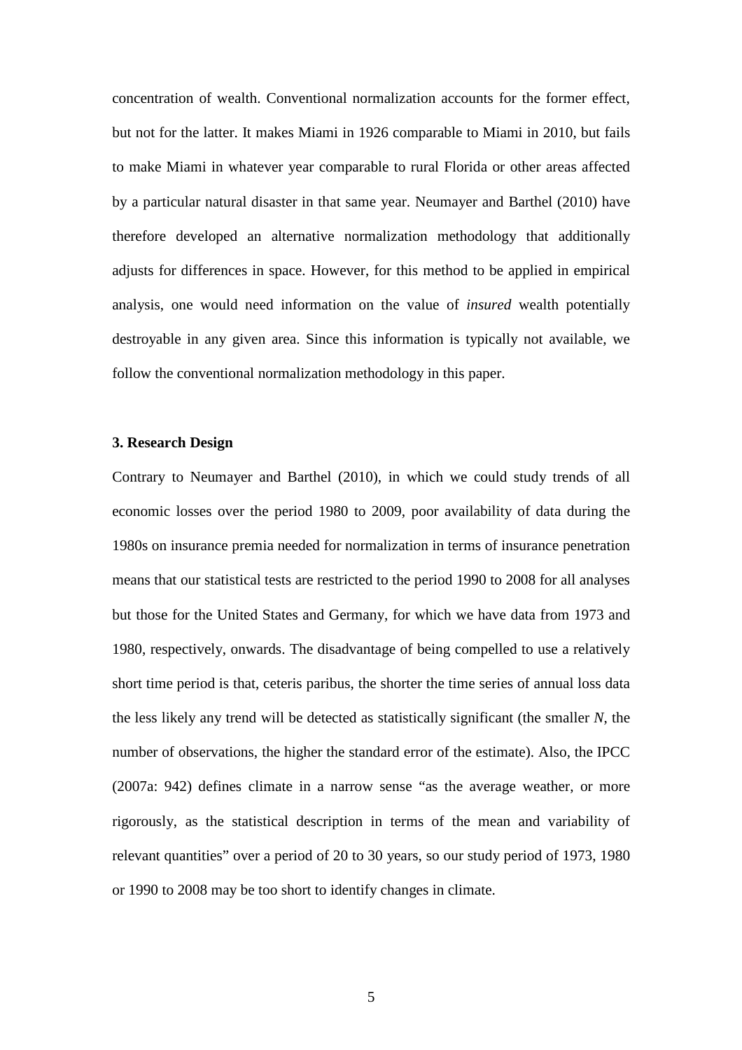concentration of wealth. Conventional normalization accounts for the former effect, but not for the latter. It makes Miami in 1926 comparable to Miami in 2010, but fails to make Miami in whatever year comparable to rural Florida or other areas affected by a particular natural disaster in that same year. Neumayer and Barthel (2010) have therefore developed an alternative normalization methodology that additionally adjusts for differences in space. However, for this method to be applied in empirical analysis, one would need information on the value of *insured* wealth potentially destroyable in any given area. Since this information is typically not available, we follow the conventional normalization methodology in this paper.

**3. Research Design**

Contrary to Neumayer and Barthel (2010), in which we could study trends of all economic losses over the period 1980 to 2009, poor availability of data during the 1980s on insurance premia needed for normalization in terms of insurance penetration means that our statistical tests are restricted to the period 1990 to 2008 for all analyses but those for the United States and Germany, for which we have data from 1973 and 1980, respectively, onwards. The disadvantage of being compelled to use a relatively short time period is that, ceteris paribus, the shorter the time series of annual loss data the less likely any trend will be detected as statistically significant (the smaller $N$, the number of observations, the higher the standard error of the estimate). Also, the IPCC (2007a: 942) defines climate in a narrow sense "as the average weather, or more rigorously, as the statistical description in terms of the mean and variability of relevant quantities" over a period of 20 to 30 years, so our study period of 1973, 1980 or 1990 to 2008 may be too short to identify changes in climate.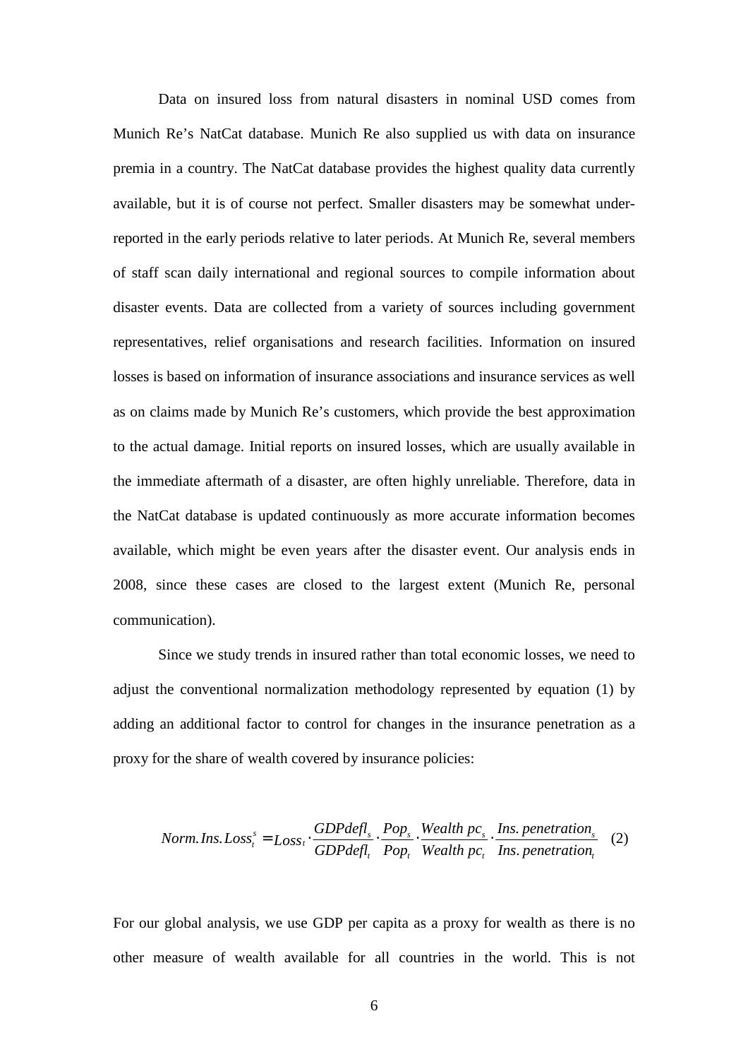Data on insured loss from natural disasters in nominal USD comes from Munich Re's NatCat database. Munich Re also supplied us with data on insurance premia in a country. The NatCat database provides the highest quality data currently available, but it is of course not perfect. Smaller disasters may be somewhat under-reported in the early periods relative to later periods. At Munich Re, several members of staff scan daily international and regional sources to compile information about disaster events. Data are collected from a variety of sources including government representatives, relief organisations and research facilities. Information on insured losses is based on information of insurance associations and insurance services as well as on claims made by Munich Re's customers, which provide the best approximation to the actual damage. Initial reports on insured losses, which are usually available in the immediate aftermath of a disaster, are often highly unreliable. Therefore, data in the NatCat database is updated continuously as more accurate information becomes available, which might be even years after the disaster event. Our analysis ends in 2008, since these cases are closed to the largest extent (Munich Re, personal communication).

Since we study trends in insured rather than total economic losses, we need to adjust the conventional normalization methodology represented by equation (1) by adding an additional factor to control for changes in the insurance penetration as a proxy for the share of wealth covered by insurance policies:

$$Norm.Ins.Loss_t^s = Loss_t \cdot \frac{GDPdefl_s}{GDPdefl_t} \cdot \frac{Pop_s}{Pop_t} \cdot \frac{Wealth\ pc_s}{Wealth\ pc_t} \cdot \frac{Ins.\ penetration_s}{Ins.\ penetration_t} \quad (2)$$

For our global analysis, we use GDP per capita as a proxy for wealth as there is no other measure of wealth available for all countries in the world. This is not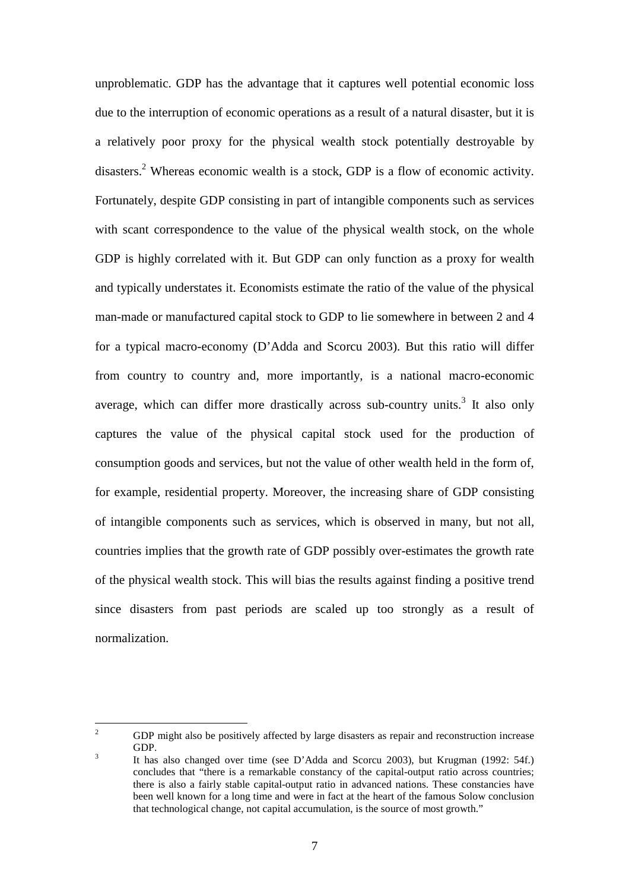unproblematic. GDP has the advantage that it captures well potential economic loss due to the interruption of economic operations as a result of a natural disaster, but it is a relatively poor proxy for the physical wealth stock potentially destroyable by disasters.[2] Whereas economic wealth is a stock, GDP is a flow of economic activity. Fortunately, despite GDP consisting in part of intangible components such as services with scant correspondence to the value of the physical wealth stock, on the whole GDP is highly correlated with it. But GDP can only function as a proxy for wealth and typically understates it. Economists estimate the ratio of the value of the physical man-made or manufactured capital stock to GDP to lie somewhere in between 2 and 4 for a typical macro-economy (D'Adda and Scorcu 2003). But this ratio will differ from country to country and, more importantly, is a national macro-economic average, which can differ more drastically across sub-country units.[3] It also only captures the value of the physical capital stock used for the production of consumption goods and services, but not the value of other wealth held in the form of, for example, residential property. Moreover, the increasing share of GDP consisting of intangible components such as services, which is observed in many, but not all, countries implies that the growth rate of GDP possibly over-estimates the growth rate of the physical wealth stock. This will bias the results against finding a positive trend since disasters from past periods are scaled up too strongly as a result of normalization.

---

[2] GDP might also be positively affected by large disasters as repair and reconstruction increase GDP.

[3] It has also changed over time (see D'Adda and Scorcu 2003), but Krugman (1992: 54f.) concludes that "there is a remarkable constancy of the capital-output ratio across countries; there is also a fairly stable capital-output ratio in advanced nations. These constancies have been well known for a long time and were in fact at the heart of the famous Solow conclusion that technological change, not capital accumulation, is the source of most growth."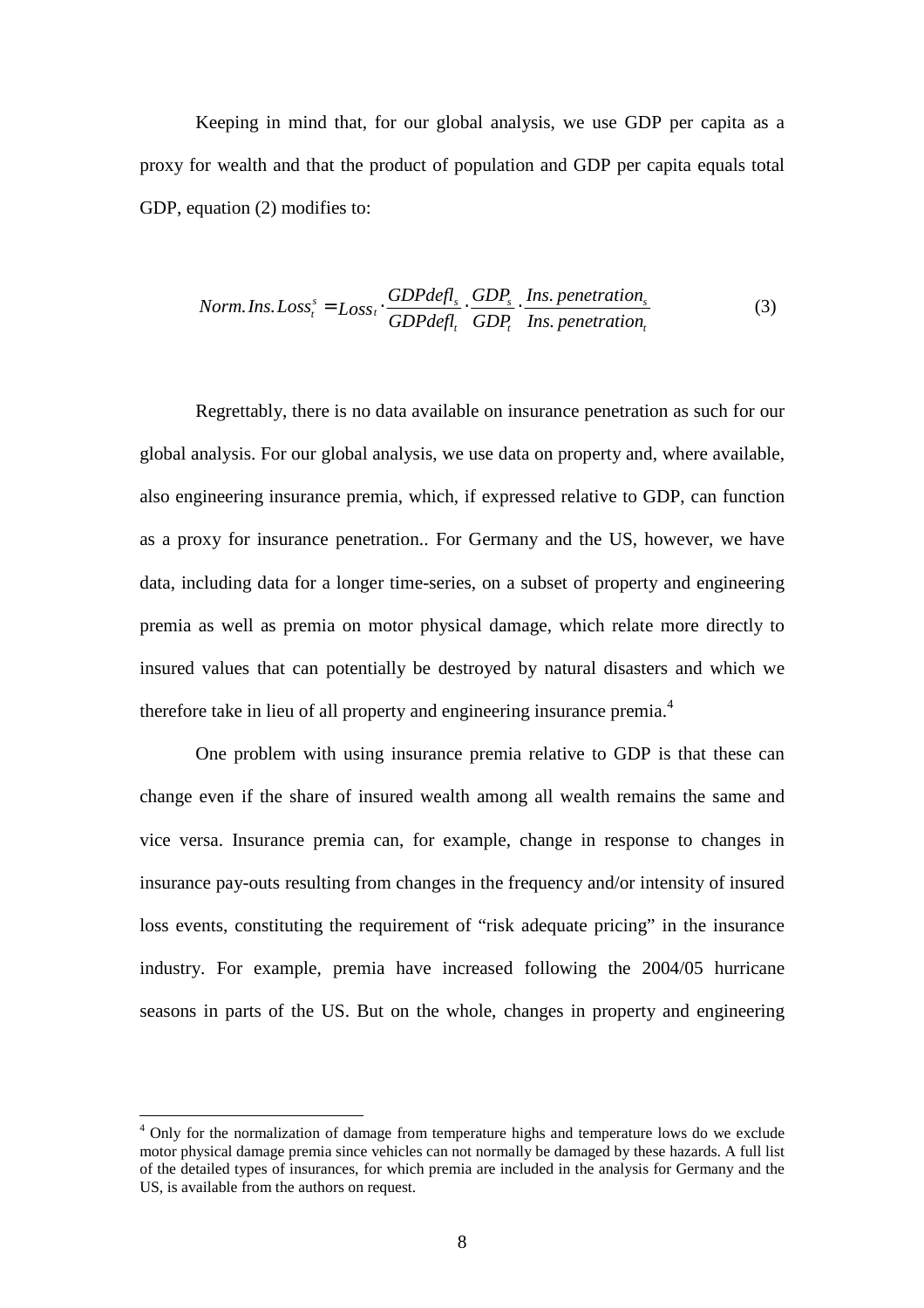Keeping in mind that, for our global analysis, we use GDP per capita as a proxy for wealth and that the product of population and GDP per capita equals total GDP, equation (2) modifies to:

$$Norm.Ins.Loss_t^s = Loss_t \cdot \frac{GDPdefl_s}{GDPdefl_t} \cdot \frac{GDP_s}{GDP_t} \cdot \frac{Ins.\,penetration_s}{Ins.\,penetration_t} \tag{3}$$

Regrettably, there is no data available on insurance penetration as such for our global analysis. For our global analysis, we use data on property and, where available, also engineering insurance premia, which, if expressed relative to GDP, can function as a proxy for insurance penetration.. For Germany and the US, however, we have data, including data for a longer time-series, on a subset of property and engineering premia as well as premia on motor physical damage, which relate more directly to insured values that can potentially be destroyed by natural disasters and which we therefore take in lieu of all property and engineering insurance premia.[4]

One problem with using insurance premia relative to GDP is that these can change even if the share of insured wealth among all wealth remains the same and vice versa. Insurance premia can, for example, change in response to changes in insurance pay-outs resulting from changes in the frequency and/or intensity of insured loss events, constituting the requirement of "risk adequate pricing" in the insurance industry. For example, premia have increased following the 2004/05 hurricane seasons in parts of the US. But on the whole, changes in property and engineering

[4] Only for the normalization of damage from temperature highs and temperature lows do we exclude motor physical damage premia since vehicles can not normally be damaged by these hazards. A full list of the detailed types of insurances, for which premia are included in the analysis for Germany and the US, is available from the authors on request.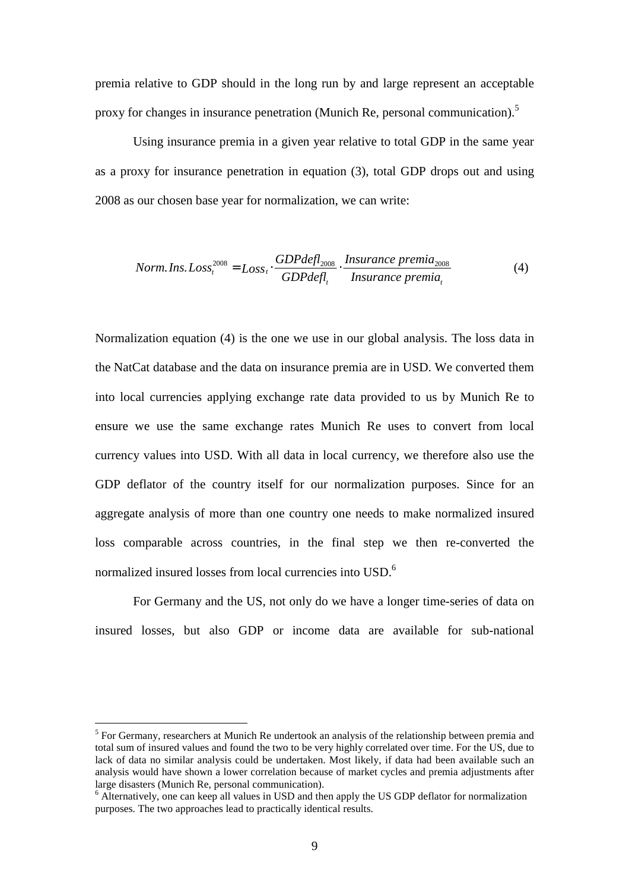premia relative to GDP should in the long run by and large represent an acceptable proxy for changes in insurance penetration (Munich Re, personal communication).[5]

Using insurance premia in a given year relative to total GDP in the same year as a proxy for insurance penetration in equation (3), total GDP drops out and using 2008 as our chosen base year for normalization, we can write:

$$Norm.Ins.Loss_t^{2008} = Loss_t \cdot \frac{GDPdefl_{2008}}{GDPdefl_t} \cdot \frac{Insurance\ premia_{2008}}{Insurance\ premia_t} \tag{4}$$

Normalization equation (4) is the one we use in our global analysis. The loss data in the NatCat database and the data on insurance premia are in USD. We converted them into local currencies applying exchange rate data provided to us by Munich Re to ensure we use the same exchange rates Munich Re uses to convert from local currency values into USD. With all data in local currency, we therefore also use the GDP deflator of the country itself for our normalization purposes. Since for an aggregate analysis of more than one country one needs to make normalized insured loss comparable across countries, in the final step we then re-converted the normalized insured losses from local currencies into USD.[6]

For Germany and the US, not only do we have a longer time-series of data on insured losses, but also GDP or income data are available for sub-national

---

[5] For Germany, researchers at Munich Re undertook an analysis of the relationship between premia and total sum of insured values and found the two to be very highly correlated over time. For the US, due to lack of data no similar analysis could be undertaken. Most likely, if data had been available such an analysis would have shown a lower correlation because of market cycles and premia adjustments after large disasters (Munich Re, personal communication).

[6] Alternatively, one can keep all values in USD and then apply the US GDP deflator for normalization purposes. The two approaches lead to practically identical results.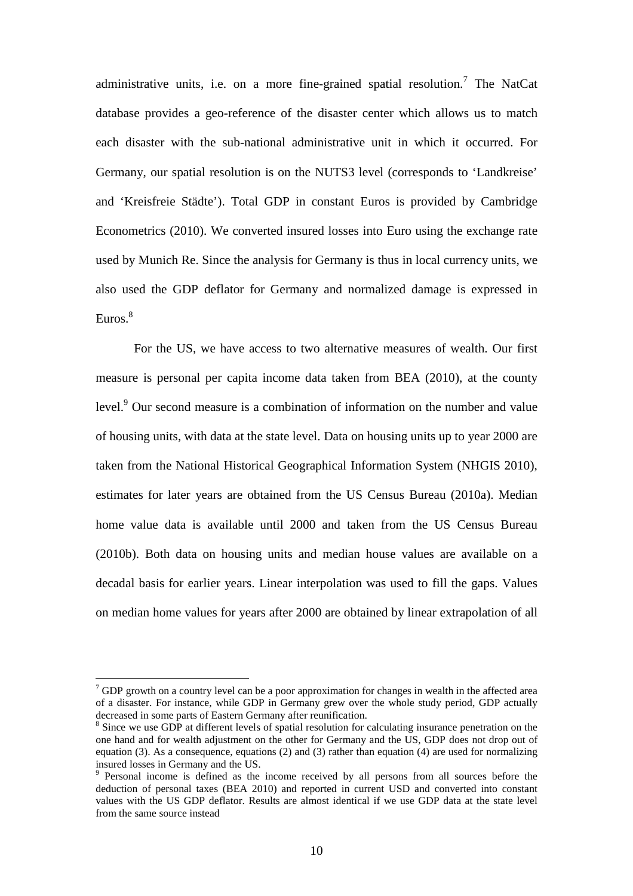administrative units, i.e. on a more fine-grained spatial resolution.[7] The NatCat database provides a geo-reference of the disaster center which allows us to match each disaster with the sub-national administrative unit in which it occurred. For Germany, our spatial resolution is on the NUTS3 level (corresponds to 'Landkreise' and 'Kreisfreie Städte'). Total GDP in constant Euros is provided by Cambridge Econometrics (2010). We converted insured losses into Euro using the exchange rate used by Munich Re. Since the analysis for Germany is thus in local currency units, we also used the GDP deflator for Germany and normalized damage is expressed in Euros.[8]

For the US, we have access to two alternative measures of wealth. Our first measure is personal per capita income data taken from BEA (2010), at the county level.[9] Our second measure is a combination of information on the number and value of housing units, with data at the state level. Data on housing units up to year 2000 are taken from the National Historical Geographical Information System (NHGIS 2010), estimates for later years are obtained from the US Census Bureau (2010a). Median home value data is available until 2000 and taken from the US Census Bureau (2010b). Both data on housing units and median house values are available on a decadal basis for earlier years. Linear interpolation was used to fill the gaps. Values on median home values for years after 2000 are obtained by linear extrapolation of all

---

[7] GDP growth on a country level can be a poor approximation for changes in wealth in the affected area of a disaster. For instance, while GDP in Germany grew over the whole study period, GDP actually decreased in some parts of Eastern Germany after reunification.

[8] Since we use GDP at different levels of spatial resolution for calculating insurance penetration on the one hand and for wealth adjustment on the other for Germany and the US, GDP does not drop out of equation (3). As a consequence, equations (2) and (3) rather than equation (4) are used for normalizing insured losses in Germany and the US.

[9] Personal income is defined as the income received by all persons from all sources before the deduction of personal taxes (BEA 2010) and reported in current USD and converted into constant values with the US GDP deflator. Results are almost identical if we use GDP data at the state level from the same source instead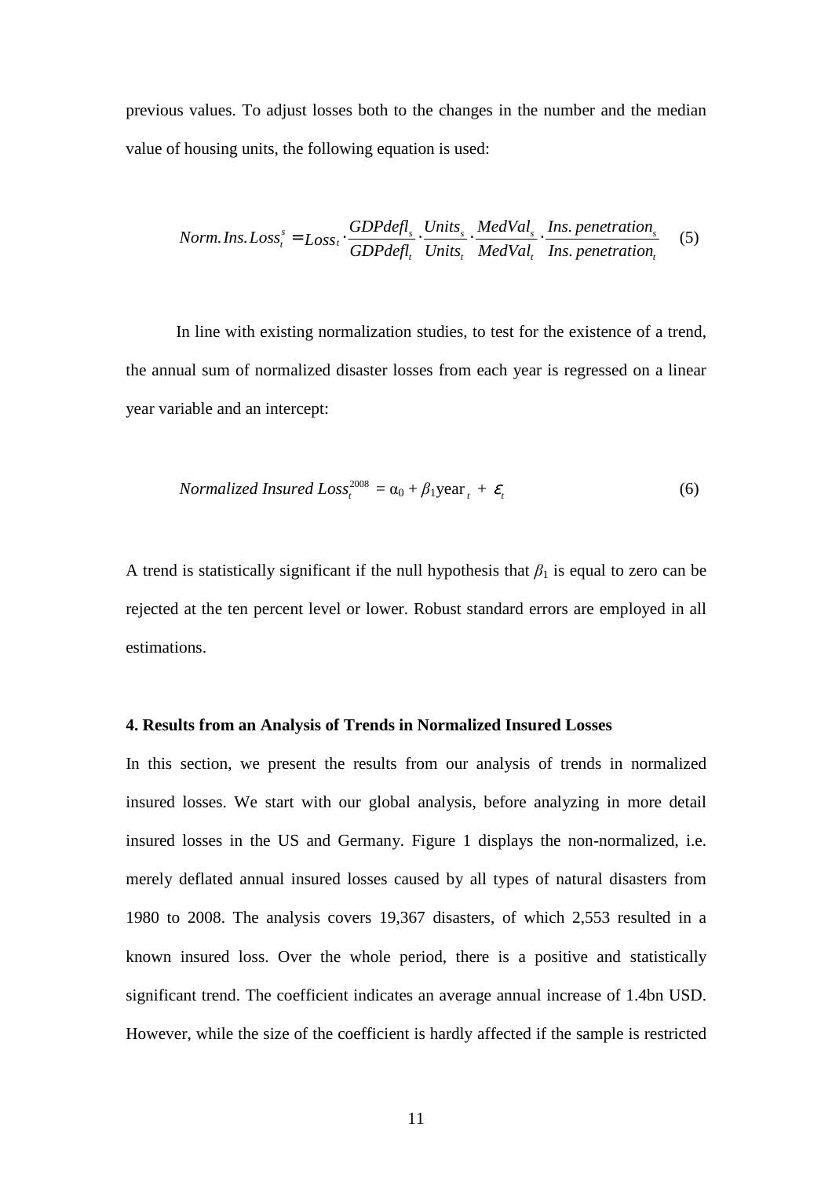previous values. To adjust losses both to the changes in the number and the median value of housing units, the following equation is used:

$$Norm.Ins.Loss_t^s = Loss_t \cdot \frac{GDPdefl_s}{GDPdefl_t} \cdot \frac{Units_s}{Units_t} \cdot \frac{MedVal_s}{MedVal_t} \cdot \frac{Ins.\,penetration_s}{Ins.\,penetration_t} \quad (5)$$

In line with existing normalization studies, to test for the existence of a trend, the annual sum of normalized disaster losses from each year is regressed on a linear year variable and an intercept:

$$Normalized\ Insured\ Loss_t^{2008} = \alpha_0 + \beta_1 \text{year}_t + \varepsilon_t \quad (6)$$

A trend is statistically significant if the null hypothesis that $\beta_1$ is equal to zero can be rejected at the ten percent level or lower. Robust standard errors are employed in all estimations.

#### 4. Results from an Analysis of Trends in Normalized Insured Losses

In this section, we present the results from our analysis of trends in normalized insured losses. We start with our global analysis, before analyzing in more detail insured losses in the US and Germany. Figure 1 displays the non-normalized, i.e. merely deflated annual insured losses caused by all types of natural disasters from 1980 to 2008. The analysis covers 19,367 disasters, of which 2,553 resulted in a known insured loss. Over the whole period, there is a positive and statistically significant trend. The coefficient indicates an average annual increase of 1.4bn USD. However, while the size of the coefficient is hardly affected if the sample is restricted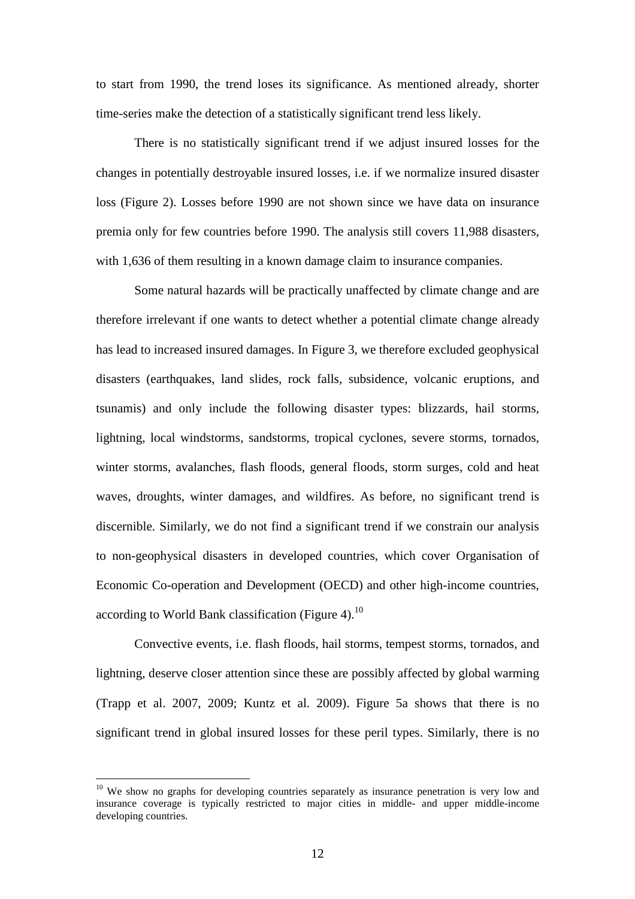to start from 1990, the trend loses its significance. As mentioned already, shorter time-series make the detection of a statistically significant trend less likely.

There is no statistically significant trend if we adjust insured losses for the changes in potentially destroyable insured losses, i.e. if we normalize insured disaster loss (Figure 2). Losses before 1990 are not shown since we have data on insurance premia only for few countries before 1990. The analysis still covers 11,988 disasters, with 1,636 of them resulting in a known damage claim to insurance companies.

Some natural hazards will be practically unaffected by climate change and are therefore irrelevant if one wants to detect whether a potential climate change already has lead to increased insured damages. In Figure 3, we therefore excluded geophysical disasters (earthquakes, land slides, rock falls, subsidence, volcanic eruptions, and tsunamis) and only include the following disaster types: blizzards, hail storms, lightning, local windstorms, sandstorms, tropical cyclones, severe storms, tornados, winter storms, avalanches, flash floods, general floods, storm surges, cold and heat waves, droughts, winter damages, and wildfires. As before, no significant trend is discernible. Similarly, we do not find a significant trend if we constrain our analysis to non-geophysical disasters in developed countries, which cover Organisation of Economic Co-operation and Development (OECD) and other high-income countries, according to World Bank classification (Figure 4).[10]

Convective events, i.e. flash floods, hail storms, tempest storms, tornados, and lightning, deserve closer attention since these are possibly affected by global warming (Trapp et al. 2007, 2009; Kuntz et al. 2009). Figure 5a shows that there is no significant trend in global insured losses for these peril types. Similarly, there is no

[10] We show no graphs for developing countries separately as insurance penetration is very low and insurance coverage is typically restricted to major cities in middle- and upper middle-income developing countries.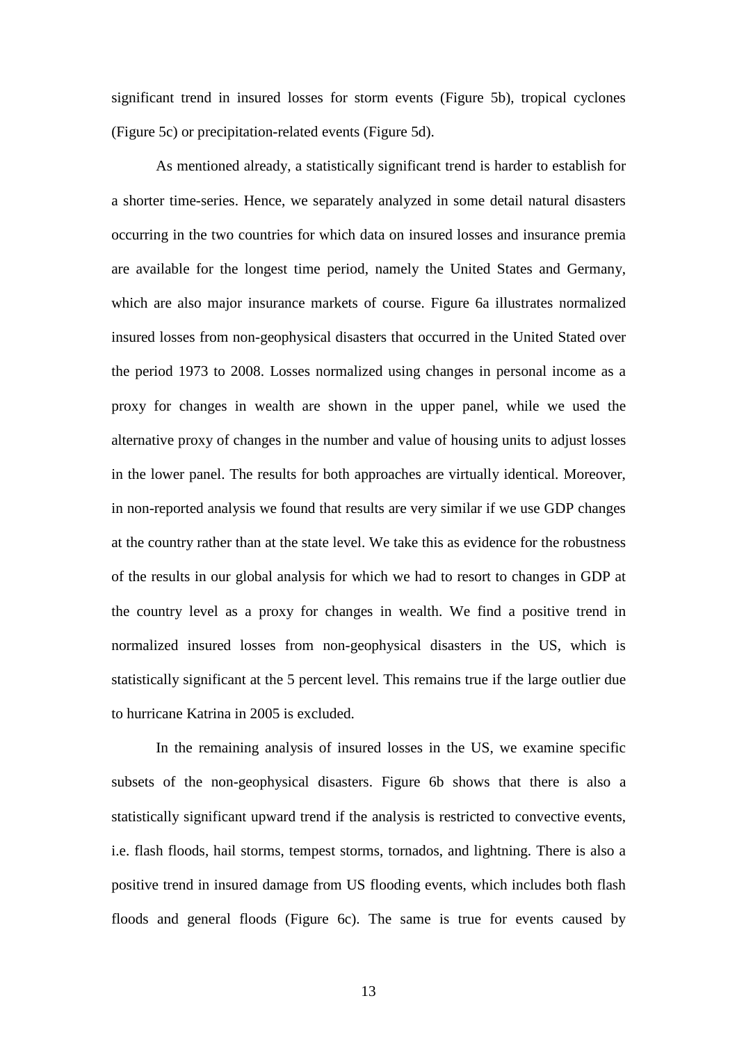significant trend in insured losses for storm events (Figure 5b), tropical cyclones (Figure 5c) or precipitation-related events (Figure 5d).

As mentioned already, a statistically significant trend is harder to establish for a shorter time-series. Hence, we separately analyzed in some detail natural disasters occurring in the two countries for which data on insured losses and insurance premia are available for the longest time period, namely the United States and Germany, which are also major insurance markets of course. Figure 6a illustrates normalized insured losses from non-geophysical disasters that occurred in the United Stated over the period 1973 to 2008. Losses normalized using changes in personal income as a proxy for changes in wealth are shown in the upper panel, while we used the alternative proxy of changes in the number and value of housing units to adjust losses in the lower panel. The results for both approaches are virtually identical. Moreover, in non-reported analysis we found that results are very similar if we use GDP changes at the country rather than at the state level. We take this as evidence for the robustness of the results in our global analysis for which we had to resort to changes in GDP at the country level as a proxy for changes in wealth. We find a positive trend in normalized insured losses from non-geophysical disasters in the US, which is statistically significant at the 5 percent level. This remains true if the large outlier due to hurricane Katrina in 2005 is excluded.

In the remaining analysis of insured losses in the US, we examine specific subsets of the non-geophysical disasters. Figure 6b shows that there is also a statistically significant upward trend if the analysis is restricted to convective events, i.e. flash floods, hail storms, tempest storms, tornados, and lightning. There is also a positive trend in insured damage from US flooding events, which includes both flash floods and general floods (Figure 6c). The same is true for events caused by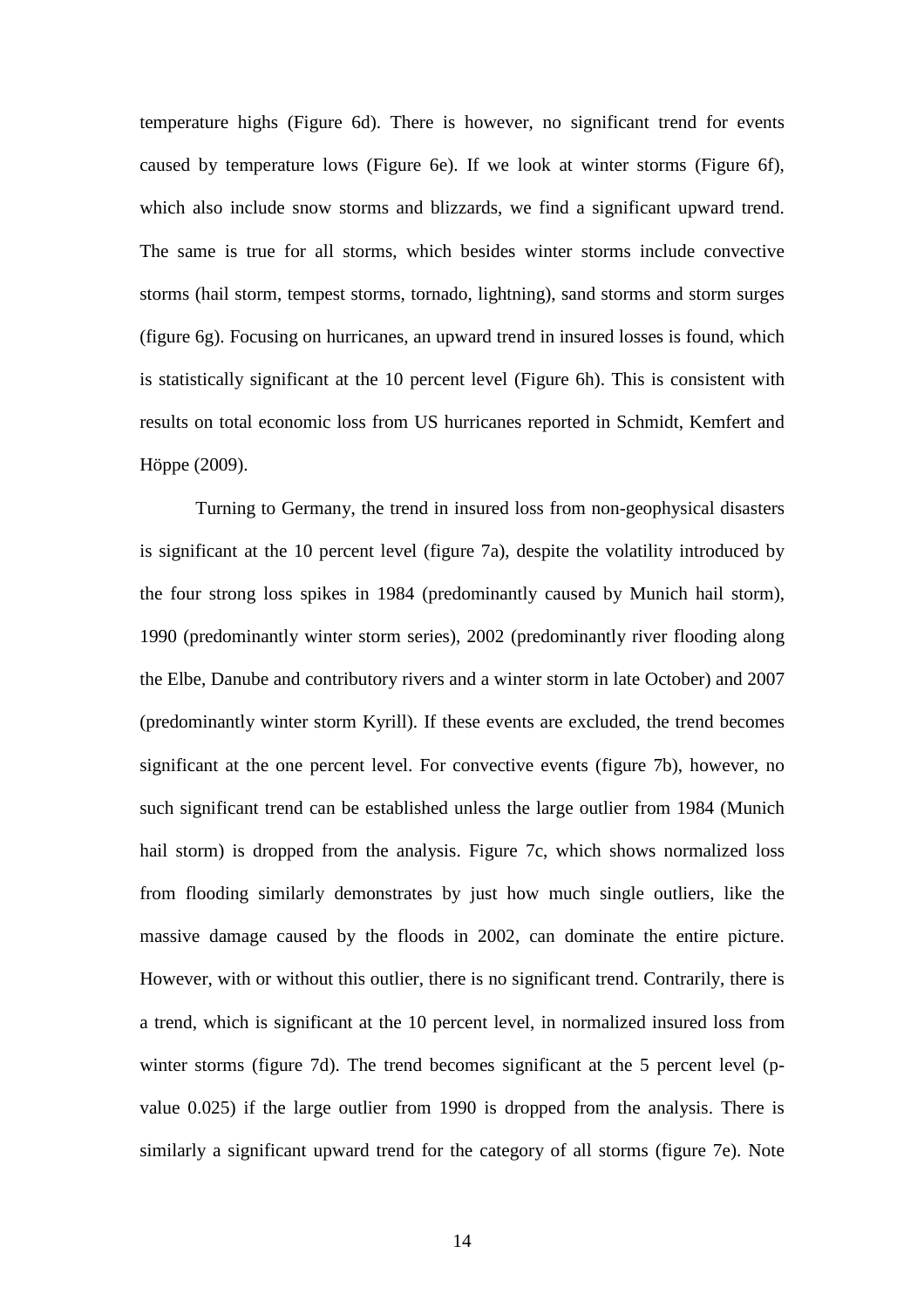temperature highs (Figure 6d). There is however, no significant trend for events caused by temperature lows (Figure 6e). If we look at winter storms (Figure 6f), which also include snow storms and blizzards, we find a significant upward trend. The same is true for all storms, which besides winter storms include convective storms (hail storm, tempest storms, tornado, lightning), sand storms and storm surges (figure 6g). Focusing on hurricanes, an upward trend in insured losses is found, which is statistically significant at the 10 percent level (Figure 6h). This is consistent with results on total economic loss from US hurricanes reported in Schmidt, Kemfert and Höppe (2009).

Turning to Germany, the trend in insured loss from non-geophysical disasters is significant at the 10 percent level (figure 7a), despite the volatility introduced by the four strong loss spikes in 1984 (predominantly caused by Munich hail storm), 1990 (predominantly winter storm series), 2002 (predominantly river flooding along the Elbe, Danube and contributory rivers and a winter storm in late October) and 2007 (predominantly winter storm Kyrill). If these events are excluded, the trend becomes significant at the one percent level. For convective events (figure 7b), however, no such significant trend can be established unless the large outlier from 1984 (Munich hail storm) is dropped from the analysis. Figure 7c, which shows normalized loss from flooding similarly demonstrates by just how much single outliers, like the massive damage caused by the floods in 2002, can dominate the entire picture. However, with or without this outlier, there is no significant trend. Contrarily, there is a trend, which is significant at the 10 percent level, in normalized insured loss from winter storms (figure 7d). The trend becomes significant at the 5 percent level (p-value 0.025) if the large outlier from 1990 is dropped from the analysis. There is similarly a significant upward trend for the category of all storms (figure 7e). Note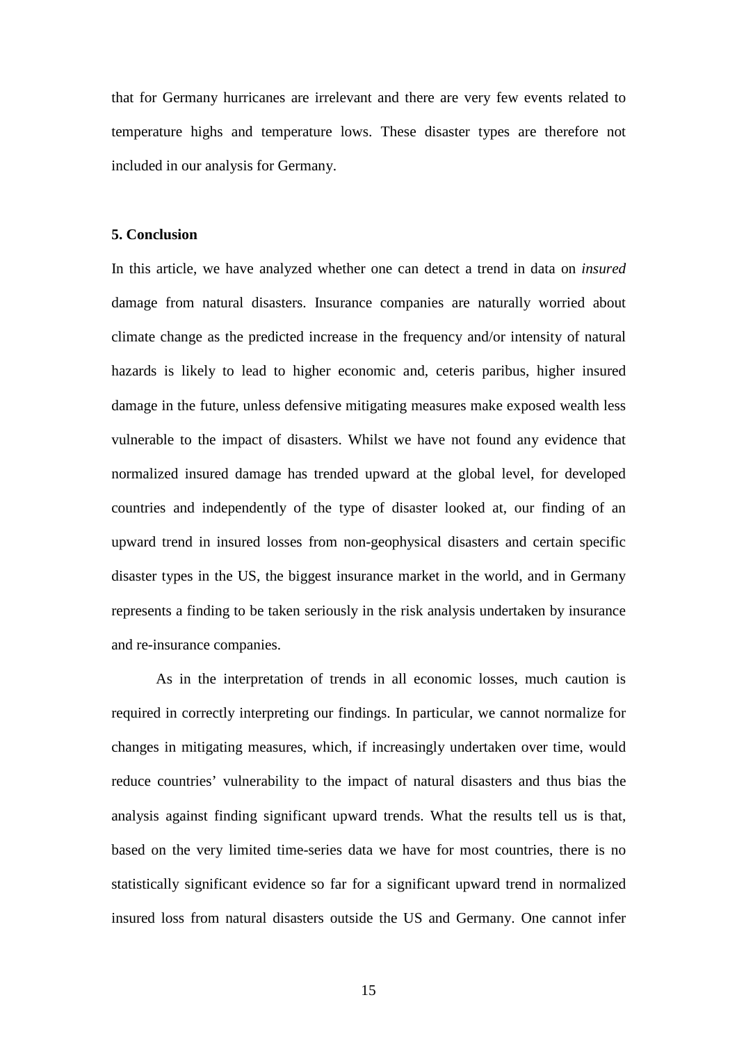that for Germany hurricanes are irrelevant and there are very few events related to temperature highs and temperature lows. These disaster types are therefore not included in our analysis for Germany.

## 5. Conclusion

In this article, we have analyzed whether one can detect a trend in data on *insured* damage from natural disasters. Insurance companies are naturally worried about climate change as the predicted increase in the frequency and/or intensity of natural hazards is likely to lead to higher economic and, ceteris paribus, higher insured damage in the future, unless defensive mitigating measures make exposed wealth less vulnerable to the impact of disasters. Whilst we have not found any evidence that normalized insured damage has trended upward at the global level, for developed countries and independently of the type of disaster looked at, our finding of an upward trend in insured losses from non-geophysical disasters and certain specific disaster types in the US, the biggest insurance market in the world, and in Germany represents a finding to be taken seriously in the risk analysis undertaken by insurance and re-insurance companies.

As in the interpretation of trends in all economic losses, much caution is required in correctly interpreting our findings. In particular, we cannot normalize for changes in mitigating measures, which, if increasingly undertaken over time, would reduce countries' vulnerability to the impact of natural disasters and thus bias the analysis against finding significant upward trends. What the results tell us is that, based on the very limited time-series data we have for most countries, there is no statistically significant evidence so far for a significant upward trend in normalized insured loss from natural disasters outside the US and Germany. One cannot infer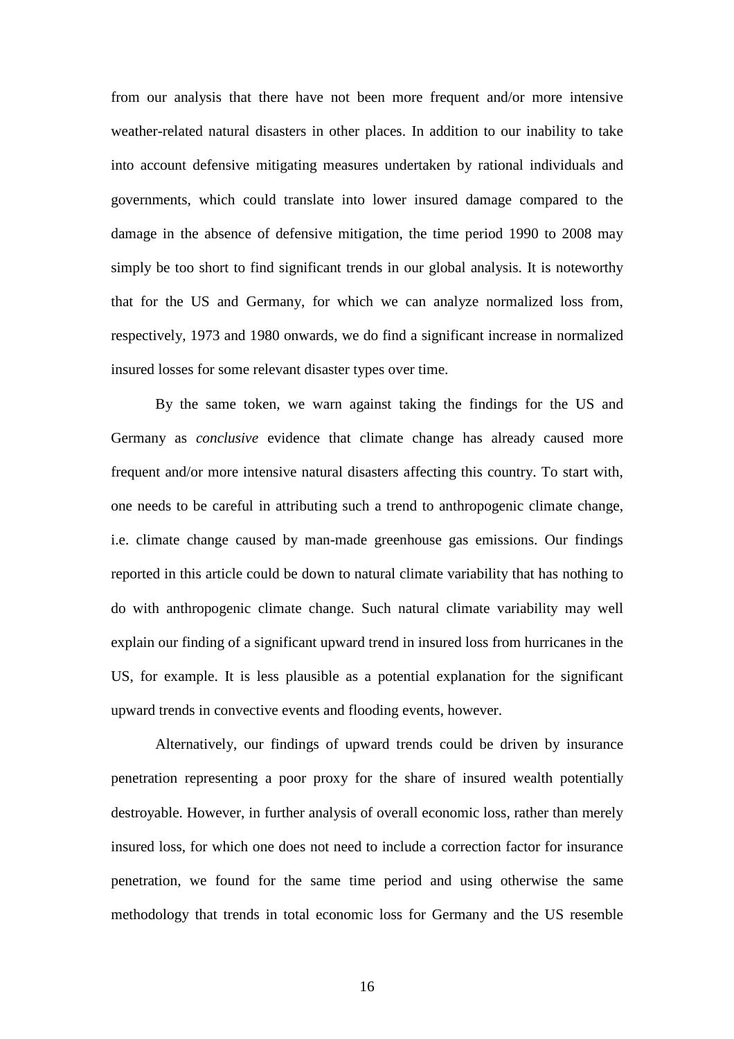from our analysis that there have not been more frequent and/or more intensive weather-related natural disasters in other places. In addition to our inability to take into account defensive mitigating measures undertaken by rational individuals and governments, which could translate into lower insured damage compared to the damage in the absence of defensive mitigation, the time period 1990 to 2008 may simply be too short to find significant trends in our global analysis. It is noteworthy that for the US and Germany, for which we can analyze normalized loss from, respectively, 1973 and 1980 onwards, we do find a significant increase in normalized insured losses for some relevant disaster types over time.

By the same token, we warn against taking the findings for the US and Germany as *conclusive* evidence that climate change has already caused more frequent and/or more intensive natural disasters affecting this country. To start with, one needs to be careful in attributing such a trend to anthropogenic climate change, i.e. climate change caused by man-made greenhouse gas emissions. Our findings reported in this article could be down to natural climate variability that has nothing to do with anthropogenic climate change. Such natural climate variability may well explain our finding of a significant upward trend in insured loss from hurricanes in the US, for example. It is less plausible as a potential explanation for the significant upward trends in convective events and flooding events, however.

Alternatively, our findings of upward trends could be driven by insurance penetration representing a poor proxy for the share of insured wealth potentially destroyable. However, in further analysis of overall economic loss, rather than merely insured loss, for which one does not need to include a correction factor for insurance penetration, we found for the same time period and using otherwise the same methodology that trends in total economic loss for Germany and the US resemble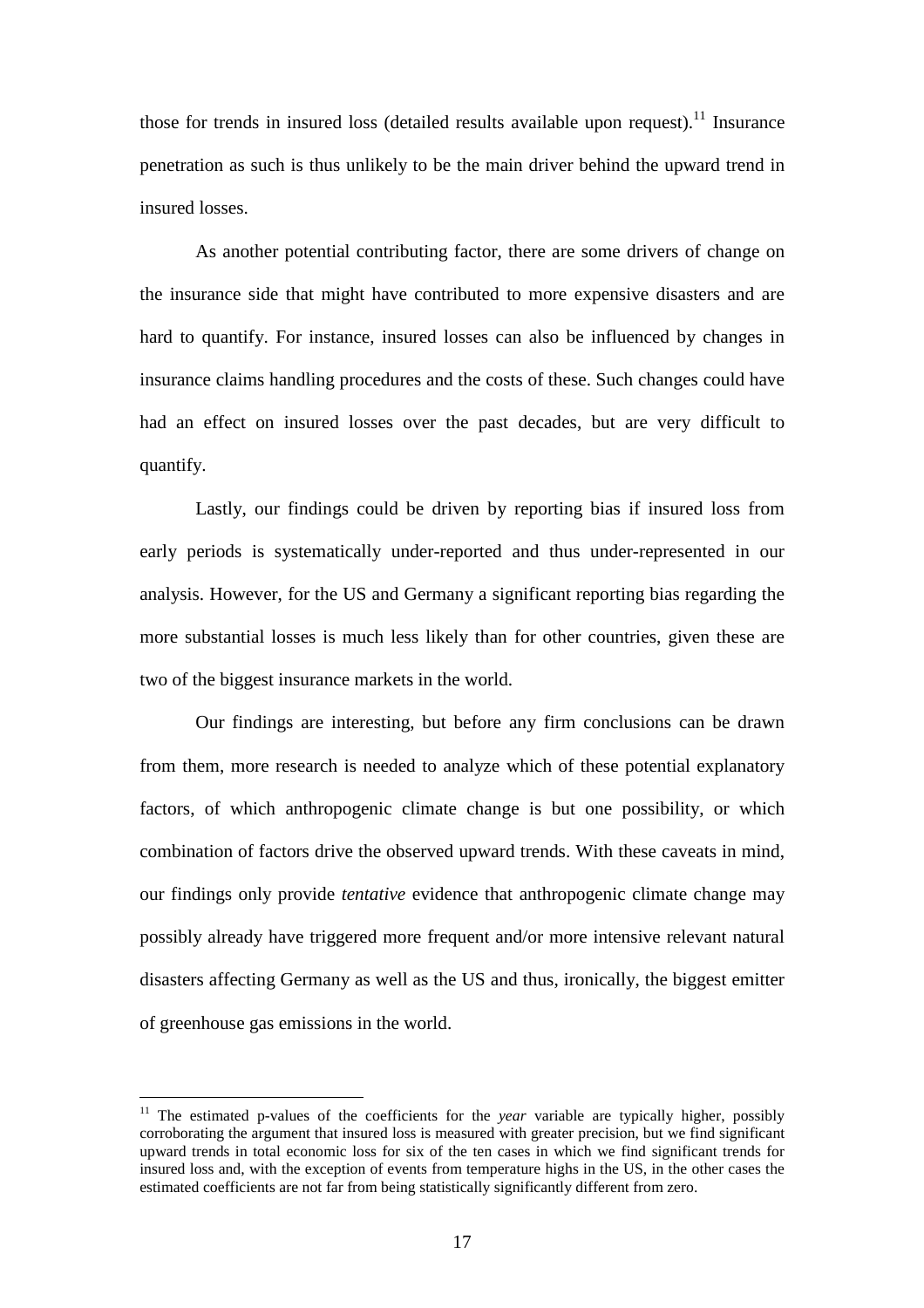those for trends in insured loss (detailed results available upon request).[11] Insurance penetration as such is thus unlikely to be the main driver behind the upward trend in insured losses.

As another potential contributing factor, there are some drivers of change on the insurance side that might have contributed to more expensive disasters and are hard to quantify. For instance, insured losses can also be influenced by changes in insurance claims handling procedures and the costs of these. Such changes could have had an effect on insured losses over the past decades, but are very difficult to quantify.

Lastly, our findings could be driven by reporting bias if insured loss from early periods is systematically under-reported and thus under-represented in our analysis. However, for the US and Germany a significant reporting bias regarding the more substantial losses is much less likely than for other countries, given these are two of the biggest insurance markets in the world.

Our findings are interesting, but before any firm conclusions can be drawn from them, more research is needed to analyze which of these potential explanatory factors, of which anthropogenic climate change is but one possibility, or which combination of factors drive the observed upward trends. With these caveats in mind, our findings only provide *tentative* evidence that anthropogenic climate change may possibly already have triggered more frequent and/or more intensive relevant natural disasters affecting Germany as well as the US and thus, ironically, the biggest emitter of greenhouse gas emissions in the world.

[11] The estimated p-values of the coefficients for the *year* variable are typically higher, possibly corroborating the argument that insured loss is measured with greater precision, but we find significant upward trends in total economic loss for six of the ten cases in which we find significant trends for insured loss and, with the exception of events from temperature highs in the US, in the other cases the estimated coefficients are not far from being statistically significantly different from zero.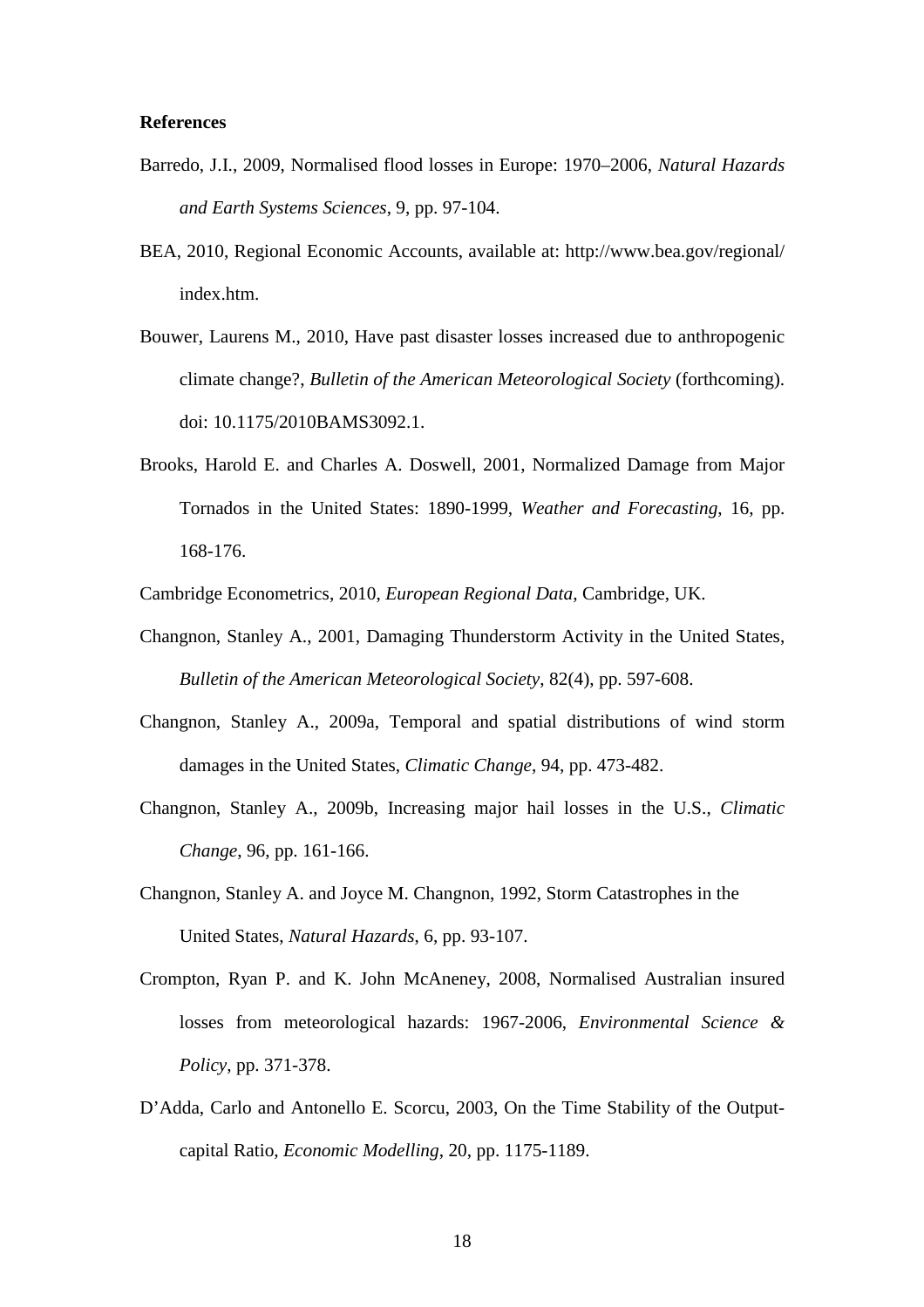**References**

Barredo, J.I., 2009, Normalised flood losses in Europe: 1970–2006, *Natural Hazards and Earth Systems Sciences*, 9, pp. 97-104.

BEA, 2010, Regional Economic Accounts, available at: http://www.bea.gov/regional/index.htm.

Bouwer, Laurens M., 2010, Have past disaster losses increased due to anthropogenic climate change?, *Bulletin of the American Meteorological Society* (forthcoming). doi: 10.1175/2010BAMS3092.1.

Brooks, Harold E. and Charles A. Doswell, 2001, Normalized Damage from Major Tornados in the United States: 1890-1999, *Weather and Forecasting*, 16, pp. 168-176.

Cambridge Econometrics, 2010, *European Regional Data*, Cambridge, UK.

Changnon, Stanley A., 2001, Damaging Thunderstorm Activity in the United States, *Bulletin of the American Meteorological Society*, 82(4), pp. 597-608.

Changnon, Stanley A., 2009a, Temporal and spatial distributions of wind storm damages in the United States, *Climatic Change*, 94, pp. 473-482.

Changnon, Stanley A., 2009b, Increasing major hail losses in the U.S., *Climatic Change*, 96, pp. 161-166.

Changnon, Stanley A. and Joyce M. Changnon, 1992, Storm Catastrophes in the United States, *Natural Hazards*, 6, pp. 93-107.

Crompton, Ryan P. and K. John McAneney, 2008, Normalised Australian insured losses from meteorological hazards: 1967-2006, *Environmental Science & Policy*, pp. 371-378.

D'Adda, Carlo and Antonello E. Scorcu, 2003, On the Time Stability of the Output-capital Ratio, *Economic Modelling*, 20, pp. 1175-1189.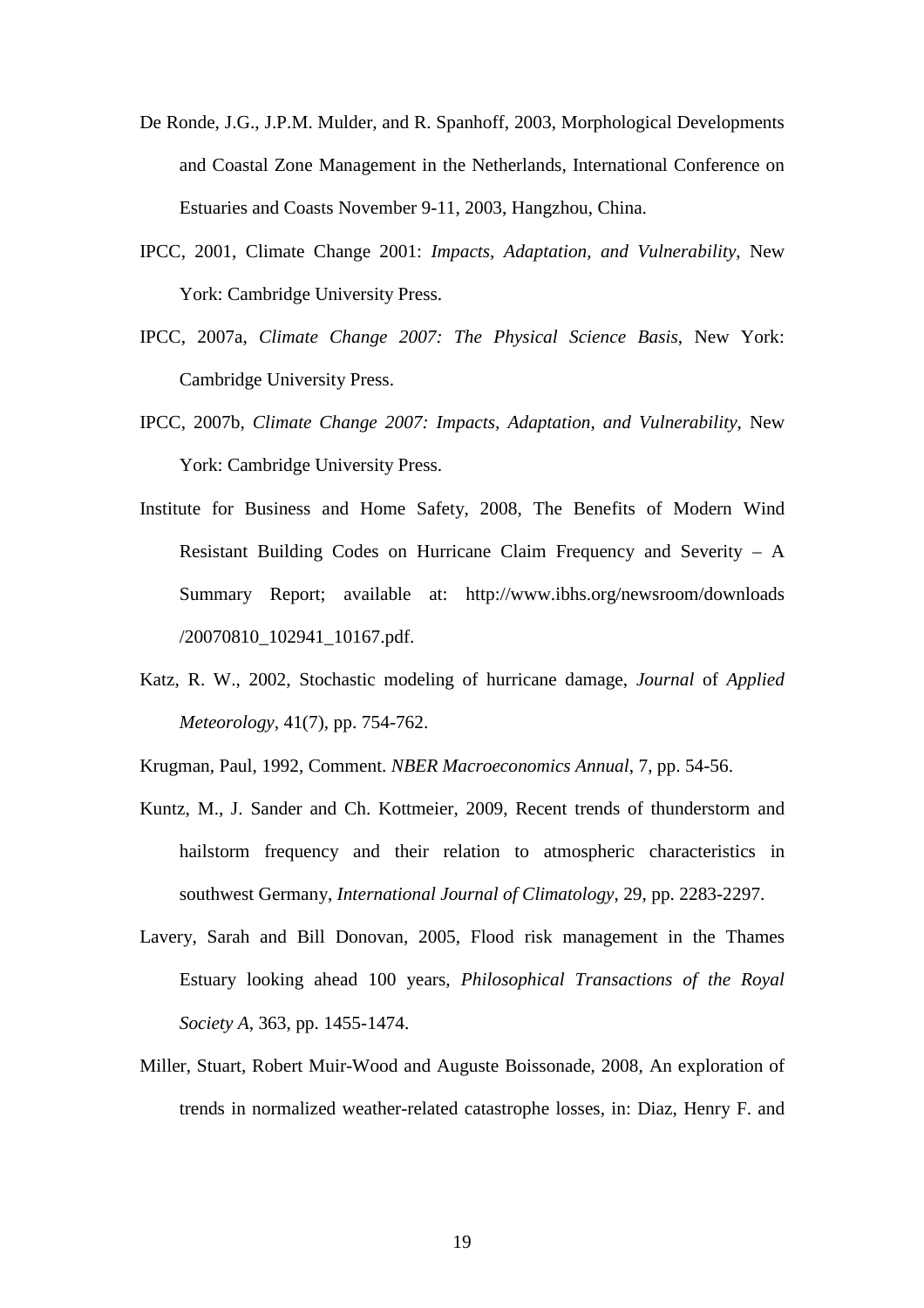De Ronde, J.G., J.P.M. Mulder, and R. Spanhoff, 2003, Morphological Developments and Coastal Zone Management in the Netherlands, International Conference on Estuaries and Coasts November 9-11, 2003, Hangzhou, China.

IPCC, 2001, Climate Change 2001: *Impacts, Adaptation, and Vulnerability*, New York: Cambridge University Press.

IPCC, 2007a, *Climate Change 2007: The Physical Science Basis*, New York: Cambridge University Press.

IPCC, 2007b, *Climate Change 2007: Impacts, Adaptation, and Vulnerability*, New York: Cambridge University Press.

Institute for Business and Home Safety, 2008, The Benefits of Modern Wind Resistant Building Codes on Hurricane Claim Frequency and Severity – A Summary Report; available at: http://www.ibhs.org/newsroom/downloads /20070810_102941_10167.pdf.

Katz, R. W., 2002, Stochastic modeling of hurricane damage, *Journal* of *Applied Meteorology*, 41(7), pp. 754-762.

Krugman, Paul, 1992, Comment. *NBER Macroeconomics Annual*, 7, pp. 54-56.

Kuntz, M., J. Sander and Ch. Kottmeier, 2009, Recent trends of thunderstorm and hailstorm frequency and their relation to atmospheric characteristics in southwest Germany, *International Journal of Climatology*, 29, pp. 2283-2297.

Lavery, Sarah and Bill Donovan, 2005, Flood risk management in the Thames Estuary looking ahead 100 years, *Philosophical Transactions of the Royal Society A*, 363, pp. 1455-1474.

Miller, Stuart, Robert Muir-Wood and Auguste Boissonade, 2008, An exploration of trends in normalized weather-related catastrophe losses, in: Diaz, Henry F. and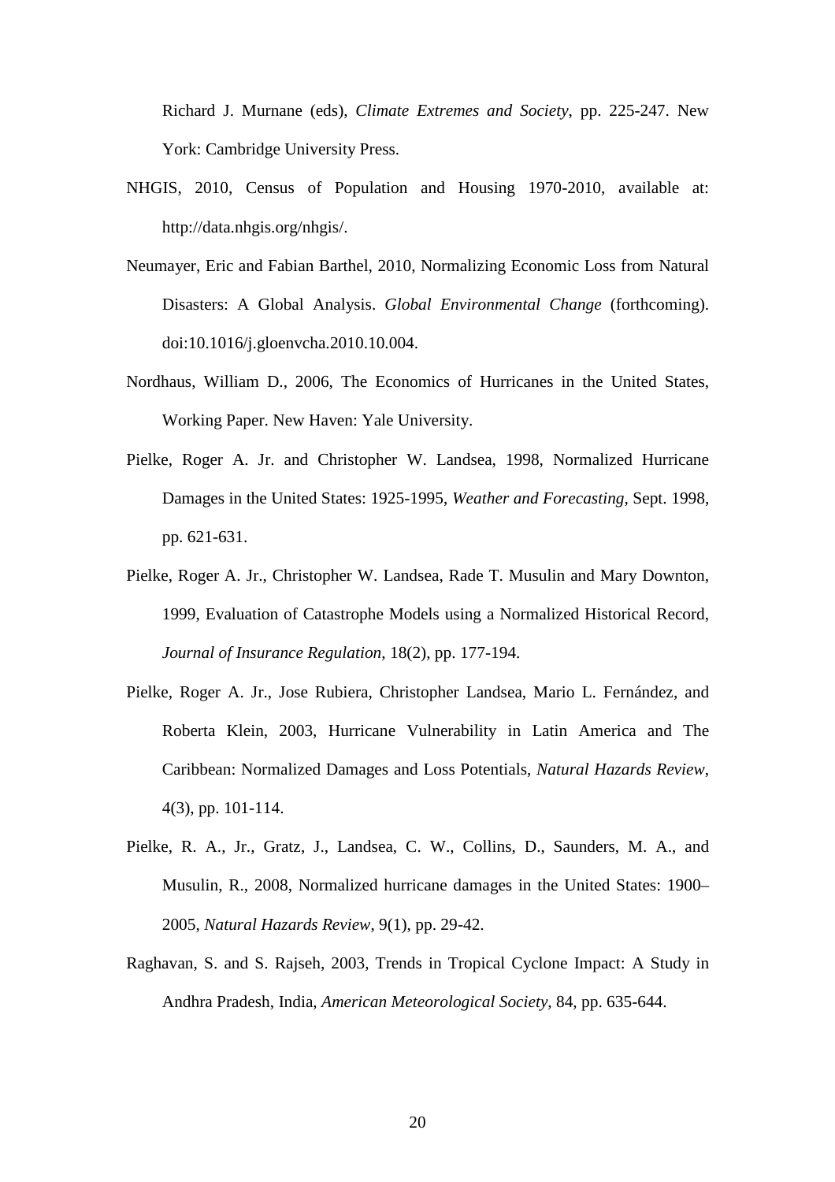Richard J. Murnane (eds), *Climate Extremes and Society*, pp. 225-247. New York: Cambridge University Press.

NHGIS, 2010, Census of Population and Housing 1970-2010, available at: http://data.nhgis.org/nhgis/.

Neumayer, Eric and Fabian Barthel, 2010, Normalizing Economic Loss from Natural Disasters: A Global Analysis. *Global Environmental Change* (forthcoming). doi:10.1016/j.gloenvcha.2010.10.004.

Nordhaus, William D., 2006, The Economics of Hurricanes in the United States, Working Paper. New Haven: Yale University.

Pielke, Roger A. Jr. and Christopher W. Landsea, 1998, Normalized Hurricane Damages in the United States: 1925-1995, *Weather and Forecasting*, Sept. 1998, pp. 621-631.

Pielke, Roger A. Jr., Christopher W. Landsea, Rade T. Musulin and Mary Downton, 1999, Evaluation of Catastrophe Models using a Normalized Historical Record, *Journal of Insurance Regulation*, 18(2), pp. 177-194.

Pielke, Roger A. Jr., Jose Rubiera, Christopher Landsea, Mario L. Fernández, and Roberta Klein, 2003, Hurricane Vulnerability in Latin America and The Caribbean: Normalized Damages and Loss Potentials, *Natural Hazards Review*, 4(3), pp. 101-114.

Pielke, R. A., Jr., Gratz, J., Landsea, C. W., Collins, D., Saunders, M. A., and Musulin, R., 2008, Normalized hurricane damages in the United States: 1900–2005, *Natural Hazards Review*, 9(1), pp. 29-42.

Raghavan, S. and S. Rajseh, 2003, Trends in Tropical Cyclone Impact: A Study in Andhra Pradesh, India, *American Meteorological Society*, 84, pp. 635-644.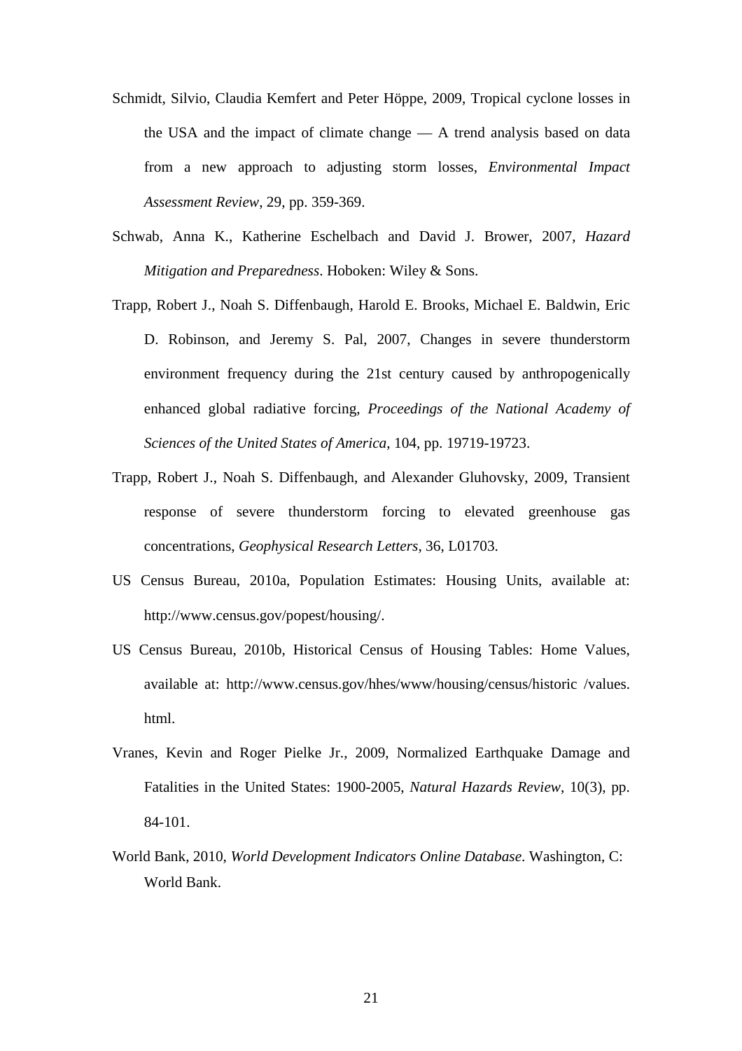Schmidt, Silvio, Claudia Kemfert and Peter Höppe, 2009, Tropical cyclone losses in the USA and the impact of climate change — A trend analysis based on data from a new approach to adjusting storm losses, *Environmental Impact Assessment Review*, 29, pp. 359-369.

Schwab, Anna K., Katherine Eschelbach and David J. Brower, 2007, *Hazard Mitigation and Preparedness*. Hoboken: Wiley & Sons.

Trapp, Robert J., Noah S. Diffenbaugh, Harold E. Brooks, Michael E. Baldwin, Eric D. Robinson, and Jeremy S. Pal, 2007, Changes in severe thunderstorm environment frequency during the 21st century caused by anthropogenically enhanced global radiative forcing, *Proceedings of the National Academy of Sciences of the United States of America*, 104, pp. 19719-19723.

Trapp, Robert J., Noah S. Diffenbaugh, and Alexander Gluhovsky, 2009, Transient response of severe thunderstorm forcing to elevated greenhouse gas concentrations, *Geophysical Research Letters*, 36, L01703.

US Census Bureau, 2010a, Population Estimates: Housing Units, available at: http://www.census.gov/popest/housing/.

US Census Bureau, 2010b, Historical Census of Housing Tables: Home Values, available at: http://www.census.gov/hhes/www/housing/census/historic /values. html.

Vranes, Kevin and Roger Pielke Jr., 2009, Normalized Earthquake Damage and Fatalities in the United States: 1900-2005, *Natural Hazards Review*, 10(3), pp. 84-101.

World Bank, 2010, *World Development Indicators Online Database*. Washington, C: World Bank.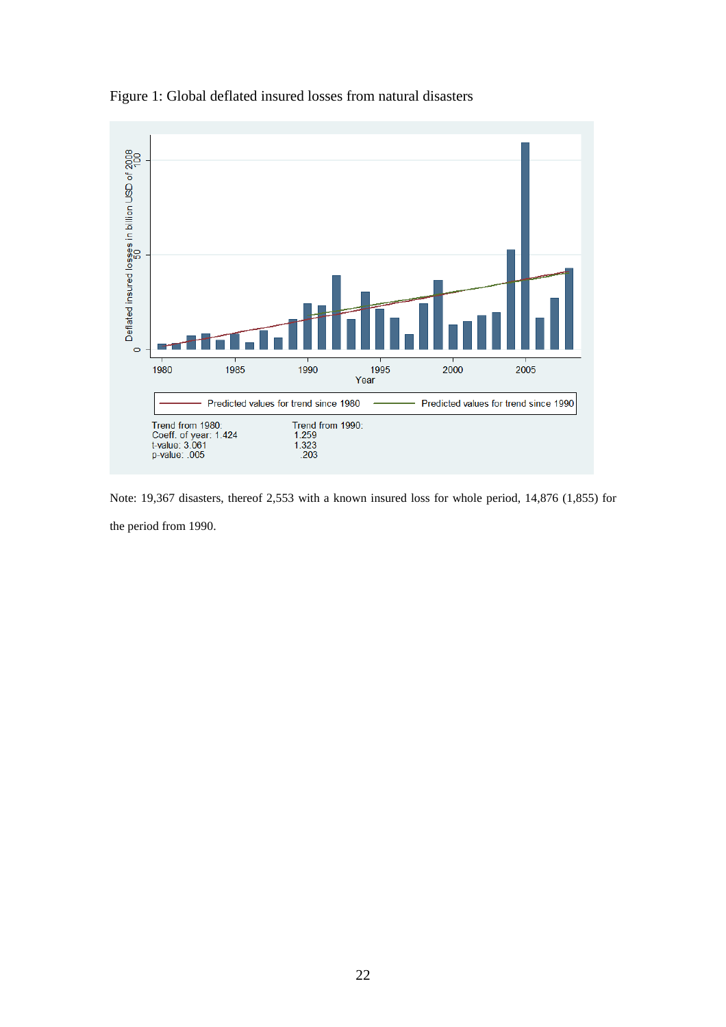Figure 1: Global deflated insured losses from natural disasters

Trend from 1980:
Coeff. of year: 1.424
t-value: 3.061
p-value: .005

Trend from 1990:
1.259
1.323
.203

Note: 19,367 disasters, thereof 2,553 with a known insured loss for whole period, 14,876 (1,855) for the period from 1990.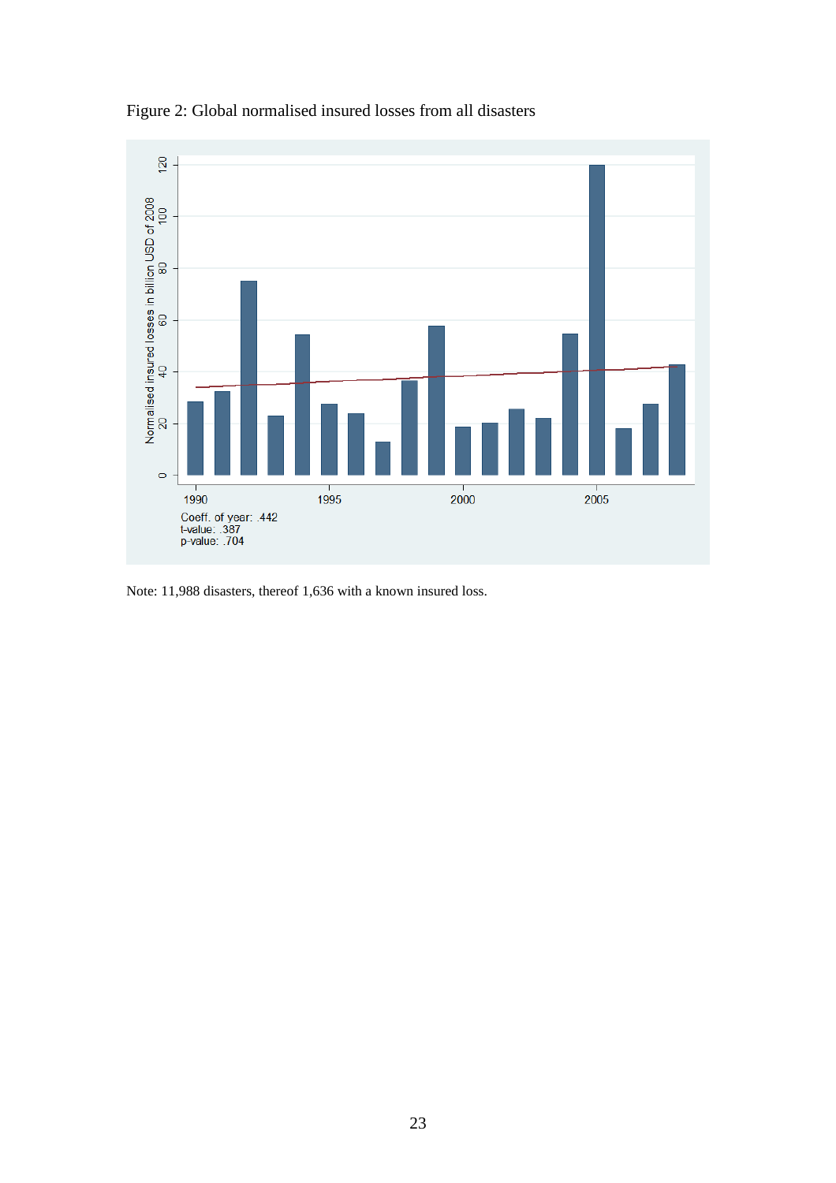Figure 2: Global normalised insured losses from all disasters

Note: 11,988 disasters, thereof 1,636 with a known insured loss.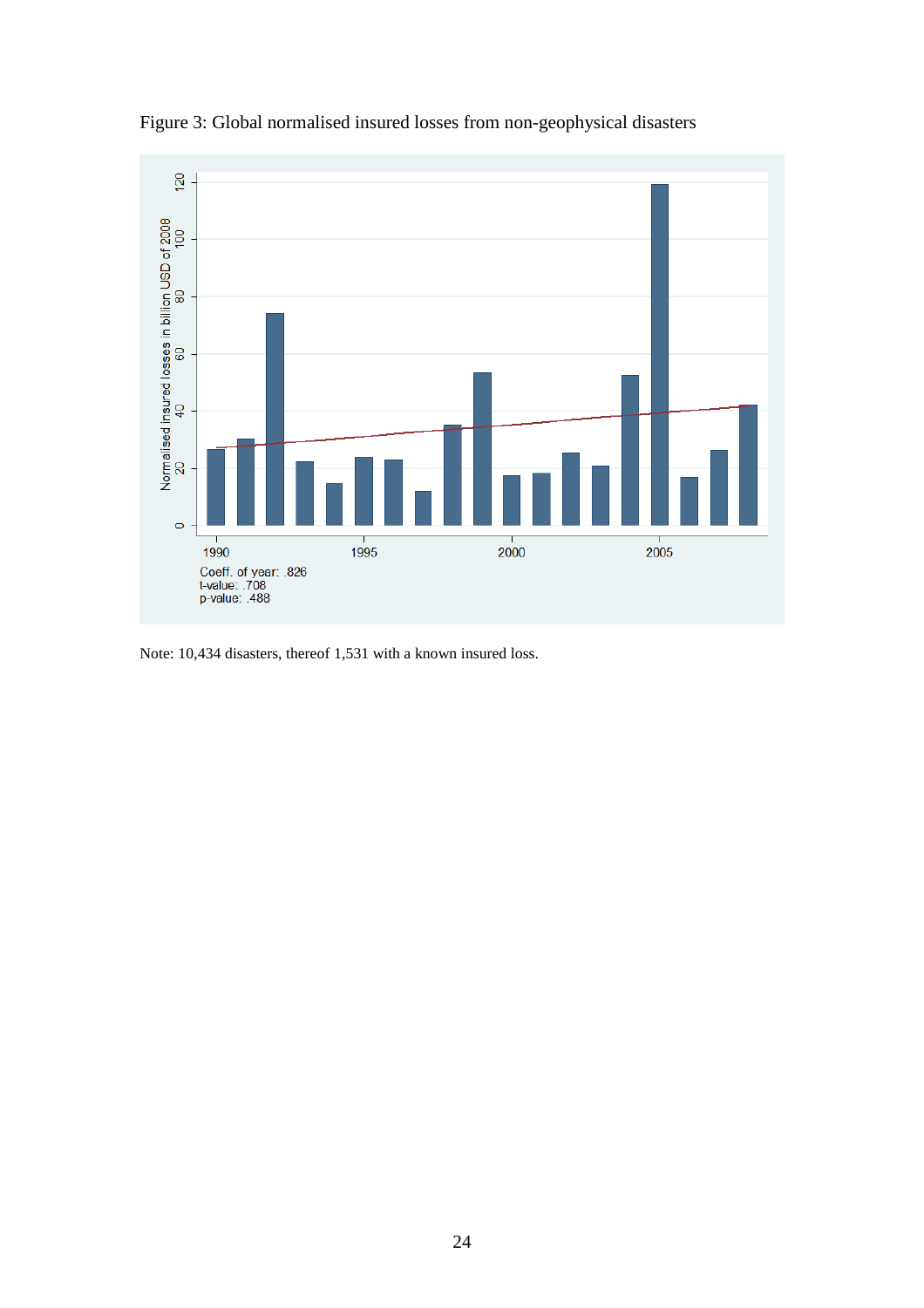Figure 3: Global normalised insured losses from non-geophysical disasters

Note: 10,434 disasters, thereof 1,531 with a known insured loss.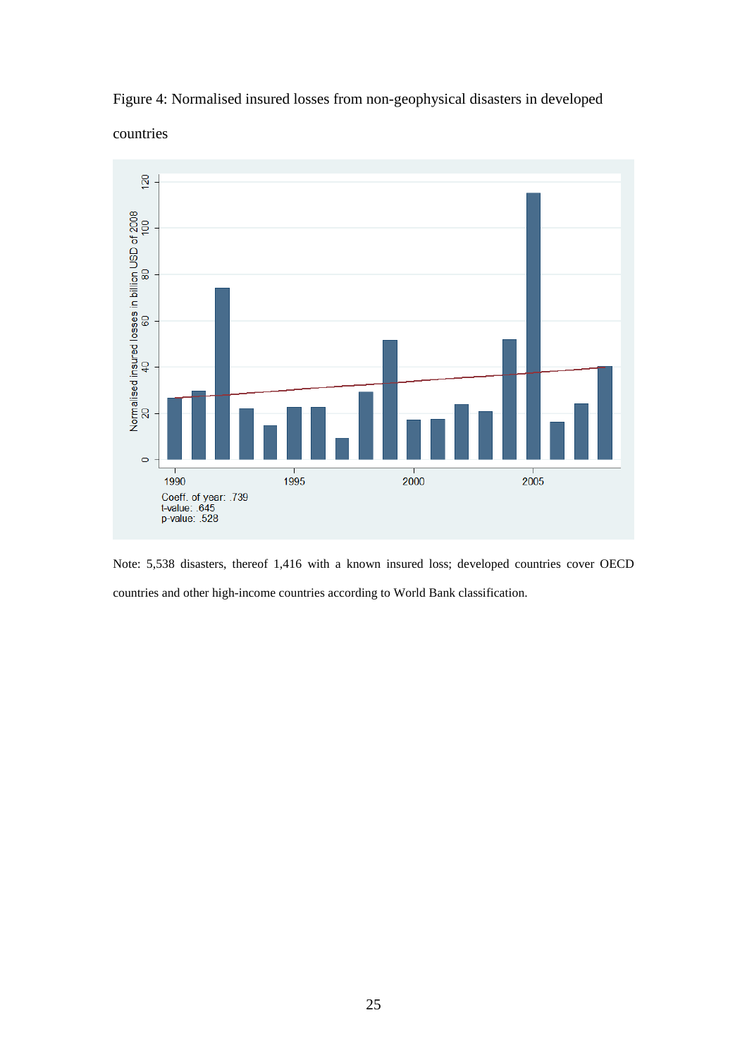Figure 4: Normalised insured losses from non-geophysical disasters in developed countries

Note: 5,538 disasters, thereof 1,416 with a known insured loss; developed countries cover OECD countries and other high-income countries according to World Bank classification.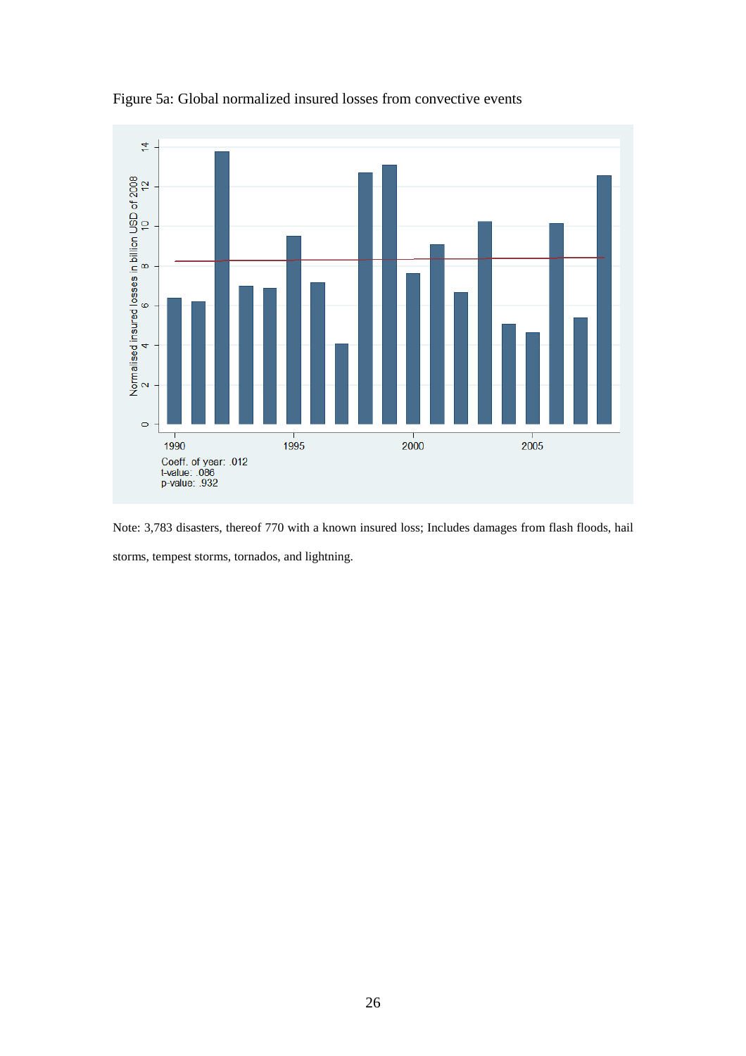Figure 5a: Global normalized insured losses from convective events

Note: 3,783 disasters, thereof 770 with a known insured loss; Includes damages from flash floods, hail storms, tempest storms, tornados, and lightning.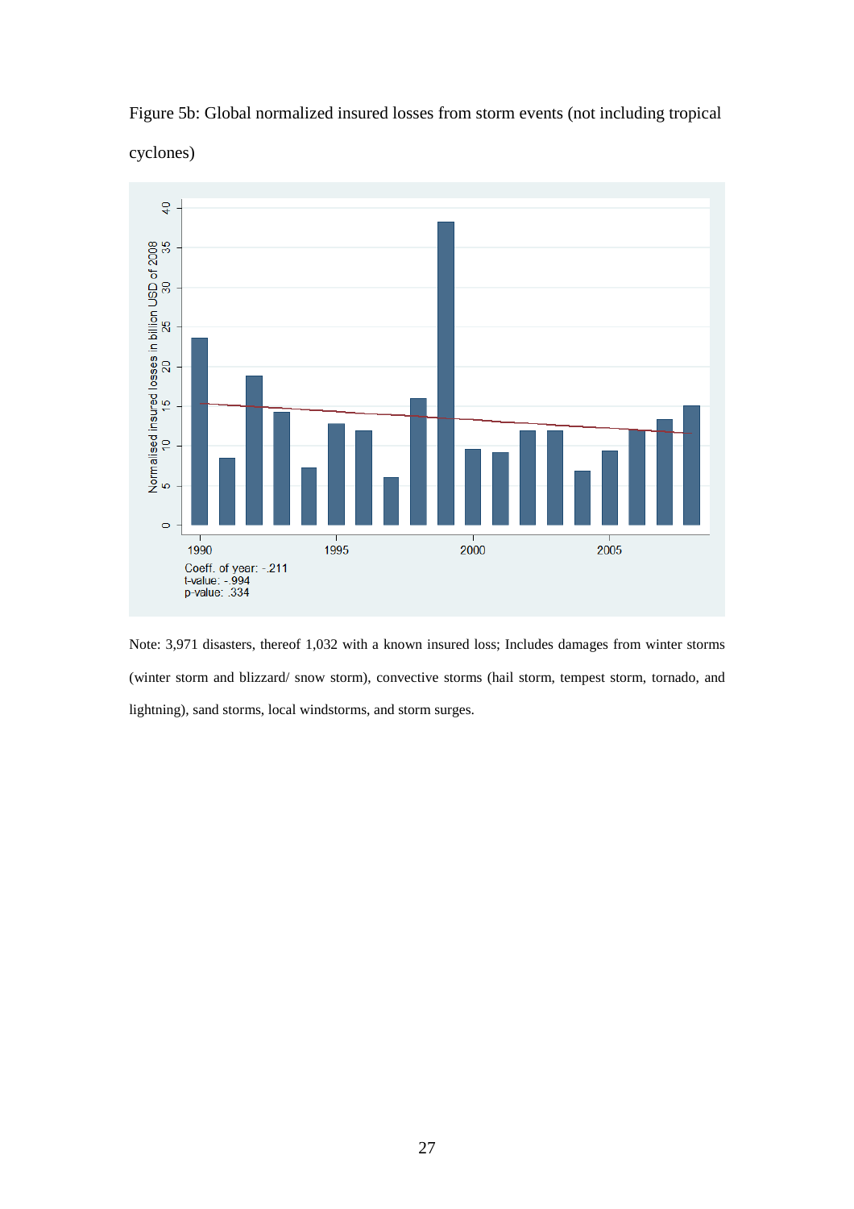Figure 5b: Global normalized insured losses from storm events (not including tropical cyclones)

Coeff. of year: -.211
t-value: -.994
p-value: .334

Note: 3,971 disasters, thereof 1,032 with a known insured loss; Includes damages from winter storms (winter storm and blizzard/ snow storm), convective storms (hail storm, tempest storm, tornado, and lightning), sand storms, local windstorms, and storm surges.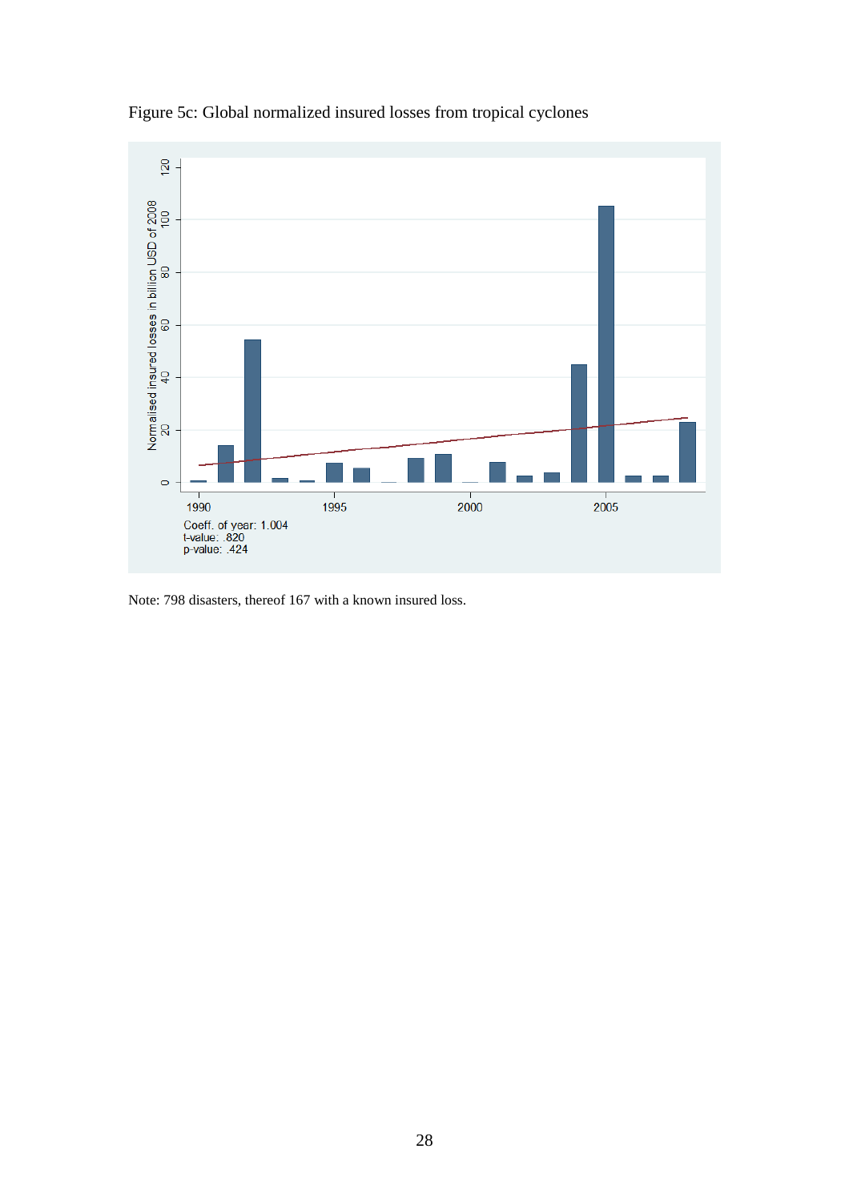Figure 5c: Global normalized insured losses from tropical cyclones

Coeff. of year: 1.004
t-value: .820
p-value: .424

Note: 798 disasters, thereof 167 with a known insured loss.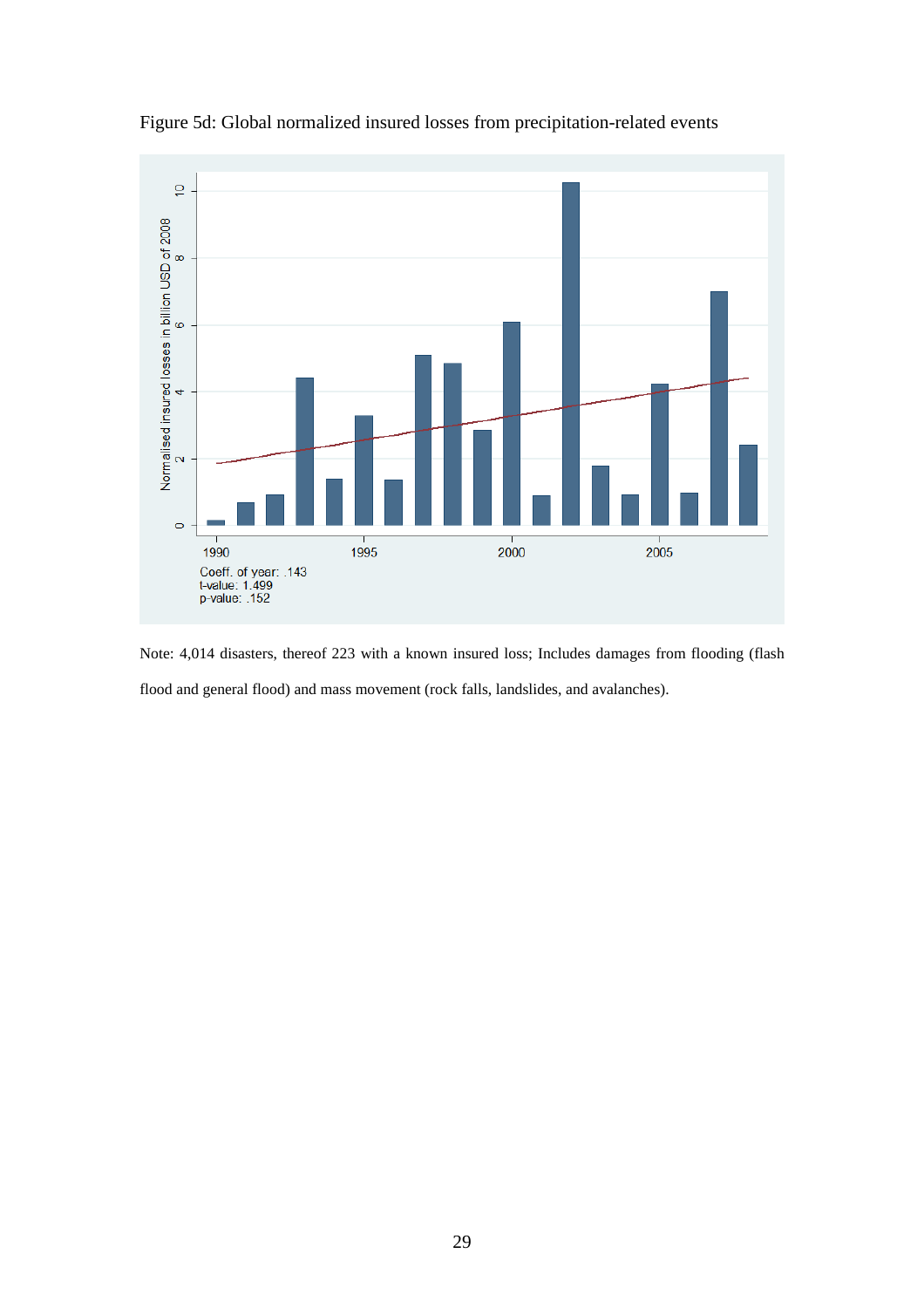Figure 5d: Global normalized insured losses from precipitation-related events

Note: 4,014 disasters, thereof 223 with a known insured loss; Includes damages from flooding (flash flood and general flood) and mass movement (rock falls, landslides, and avalanches).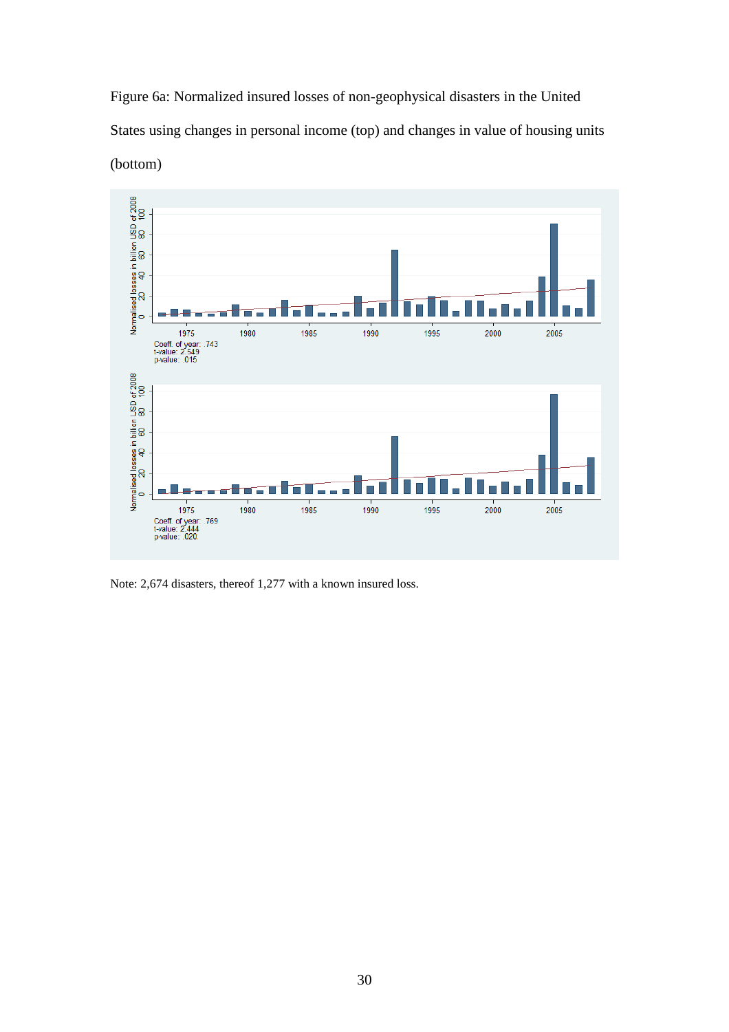Figure 6a: Normalized insured losses of non-geophysical disasters in the United States using changes in personal income (top) and changes in value of housing units (bottom)

Coeff. of year: .743
t-value: 2.549
p-value: .015

Coeff. of year: .769
t-value: 2.444
p-value: .020

Note: 2,674 disasters, thereof 1,277 with a known insured loss.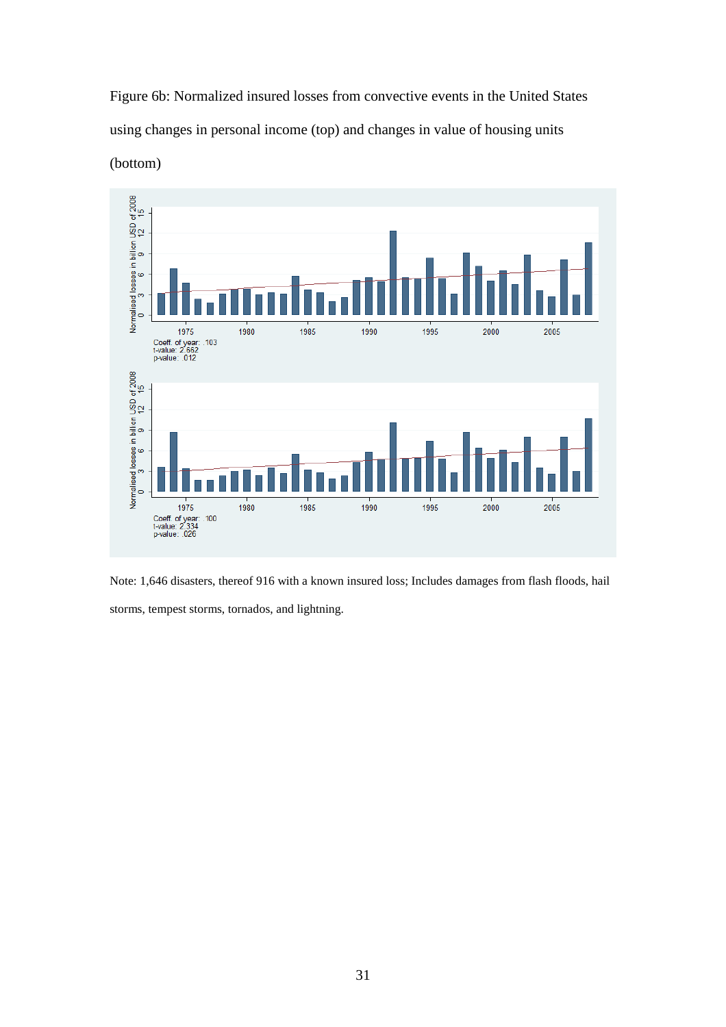Figure 6b: Normalized insured losses from convective events in the United States using changes in personal income (top) and changes in value of housing units (bottom)

Coeff. of year: .103
t-value: 2.662
p-value: .012

Coeff. of year: .100
t-value: 2.334
p-value: .026

Note: 1,646 disasters, thereof 916 with a known insured loss; Includes damages from flash floods, hail storms, tempest storms, tornados, and lightning.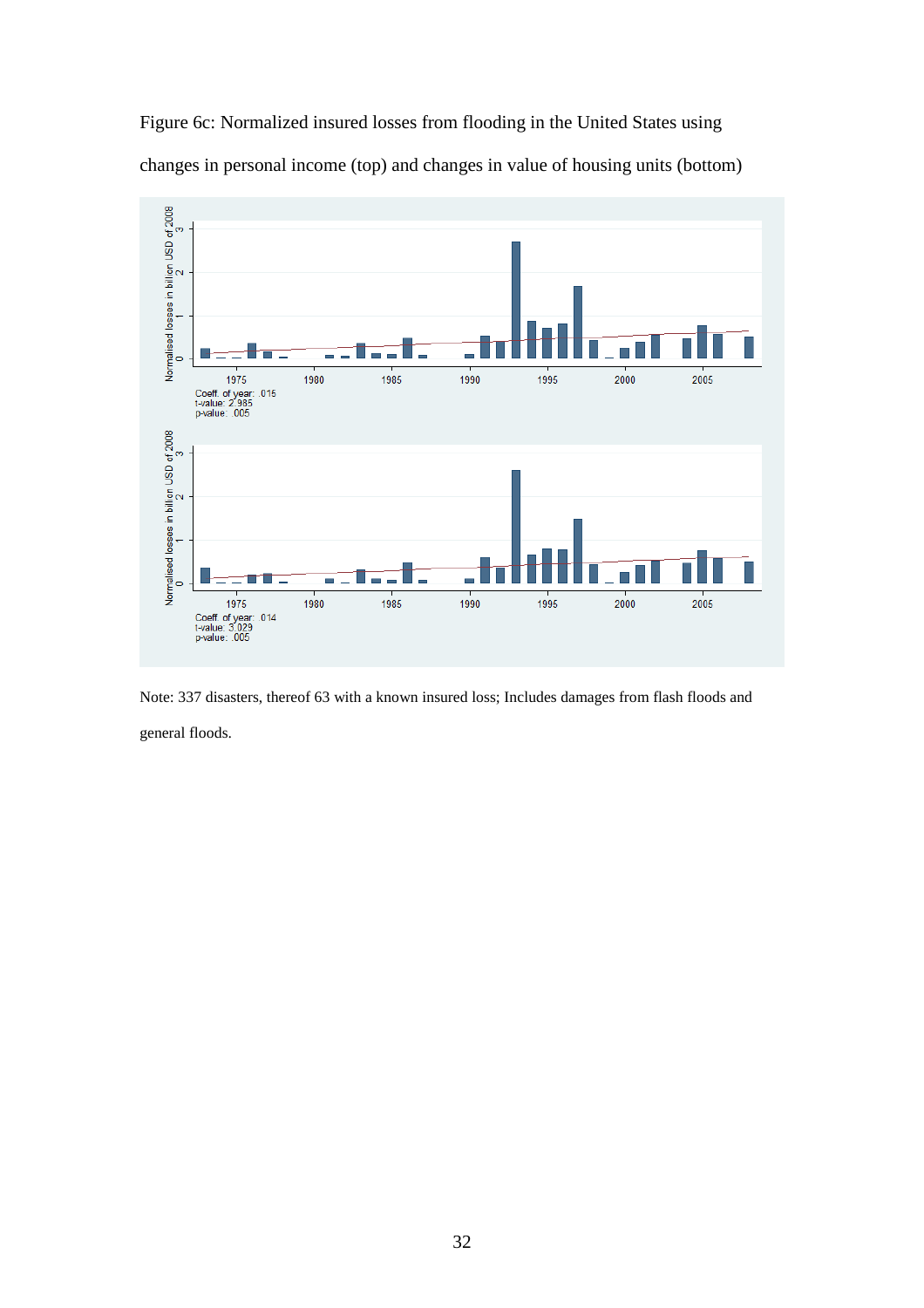Figure 6c: Normalized insured losses from flooding in the United States using changes in personal income (top) and changes in value of housing units (bottom)

Coeff. of year: .015
t-value: 2.985
p-value: .005

Coeff. of year: .014
t-value: 3.029
p-value: .005

Note: 337 disasters, thereof 63 with a known insured loss; Includes damages from flash floods and general floods.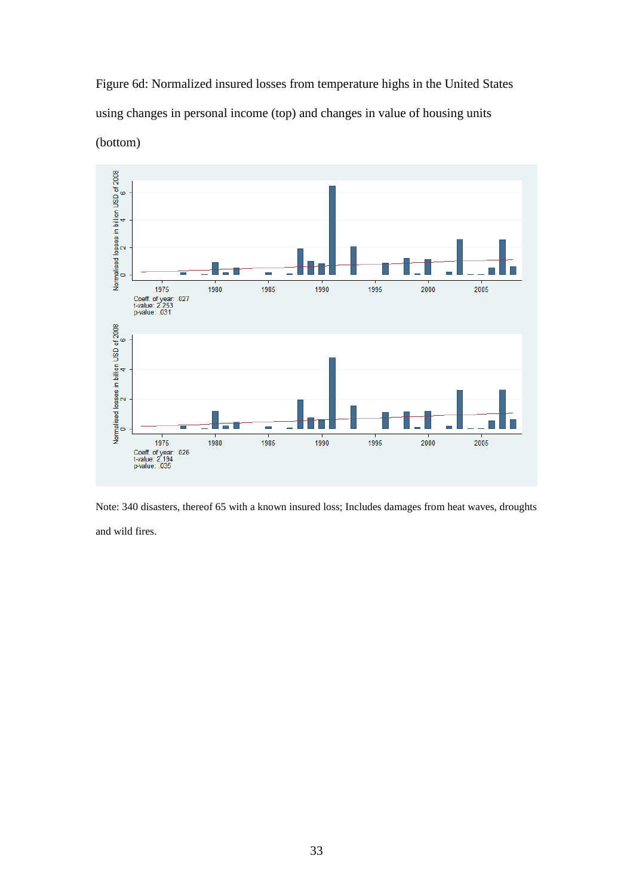Figure 6d: Normalized insured losses from temperature highs in the United States using changes in personal income (top) and changes in value of housing units (bottom)

Coeff. of year: .027
t-value: 2.253
p-value: .031

Coeff. of year: .026
t-value: 2.194
p-value: .035

Note: 340 disasters, thereof 65 with a known insured loss; Includes damages from heat waves, droughts and wild fires.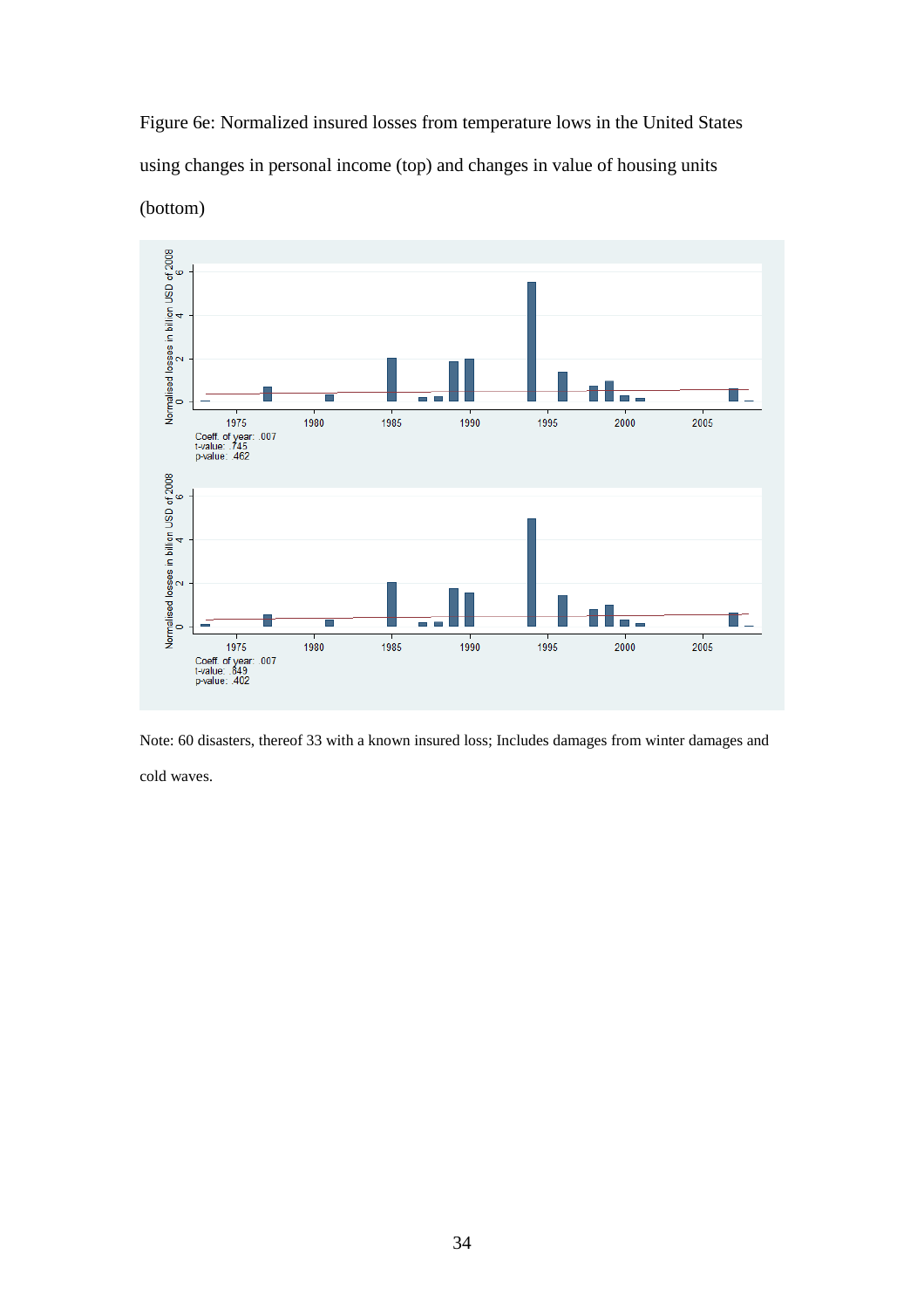Figure 6e: Normalized insured losses from temperature lows in the United States using changes in personal income (top) and changes in value of housing units (bottom)

Coeff. of year: .007
t-value: .745
p-value: .462

Coeff. of year: .007
t-value: .849
p-value: .402

Note: 60 disasters, thereof 33 with a known insured loss; Includes damages from winter damages and cold waves.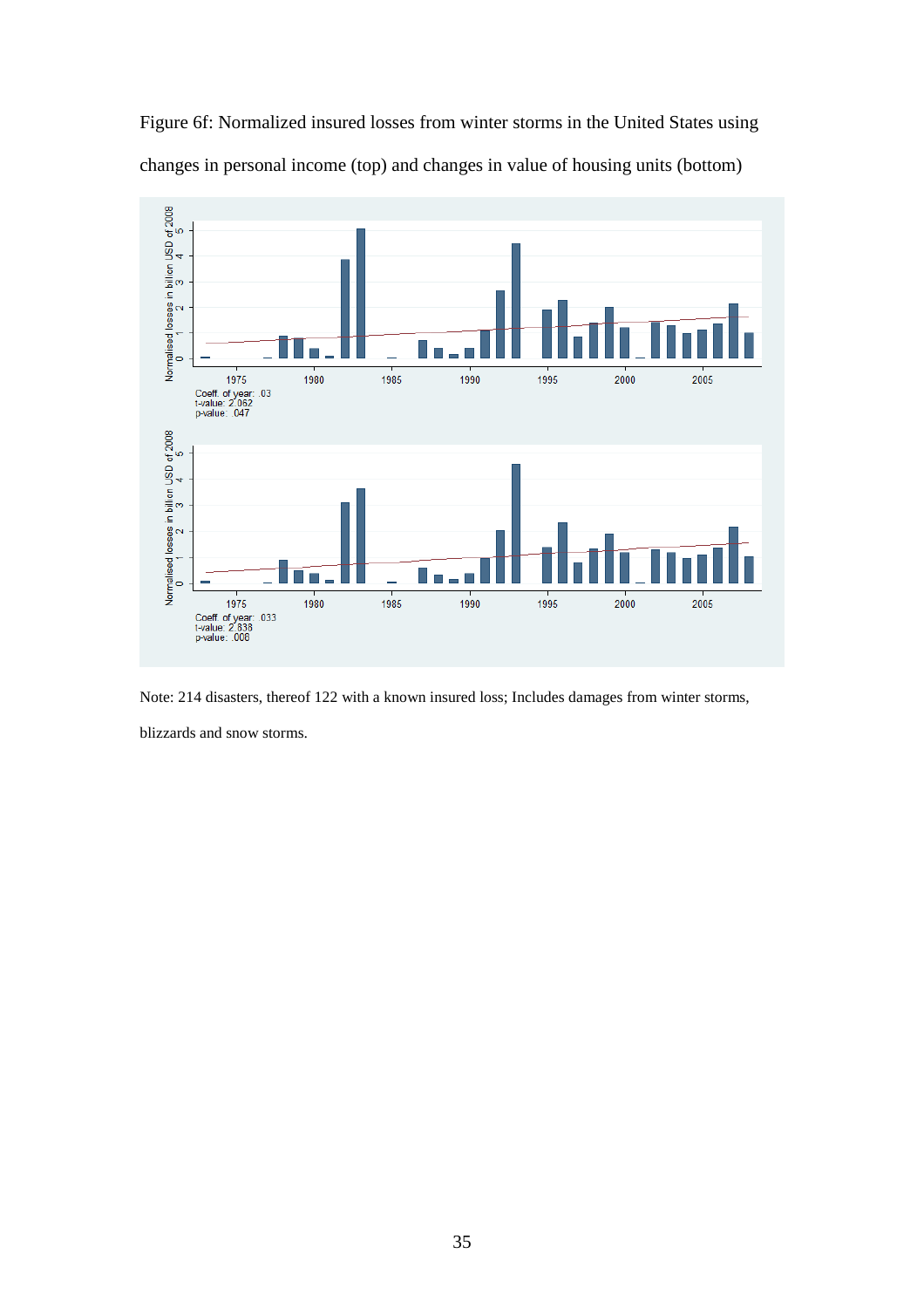Figure 6f: Normalized insured losses from winter storms in the United States using changes in personal income (top) and changes in value of housing units (bottom)

Coeff. of year: .03
t-value: 2.062
p-value: .047

Coeff. of year: .033
t-value: 2.838
p-value: .008

Note: 214 disasters, thereof 122 with a known insured loss; Includes damages from winter storms, blizzards and snow storms.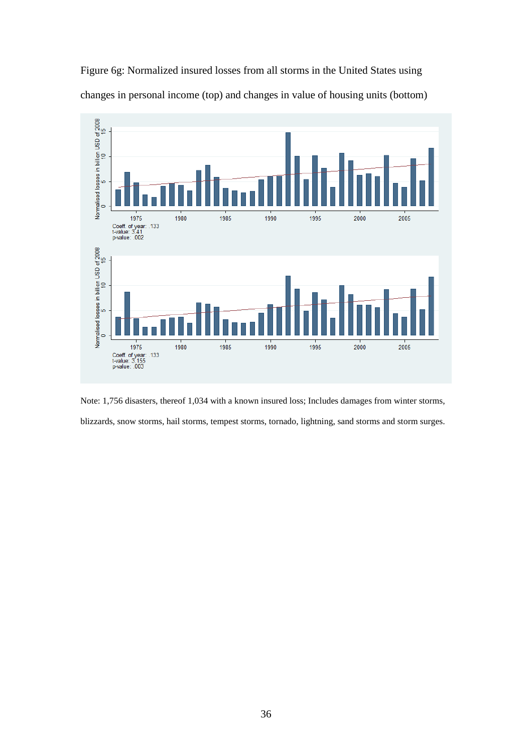Figure 6g: Normalized insured losses from all storms in the United States using changes in personal income (top) and changes in value of housing units (bottom)

Coeff. of year: .133
t-value: 3.41
p-value: .002

Coeff. of year: .133
t-value: 3.155
p-value: .003

Note: 1,756 disasters, thereof 1,034 with a known insured loss; Includes damages from winter storms, blizzards, snow storms, hail storms, tempest storms, tornado, lightning, sand storms and storm surges.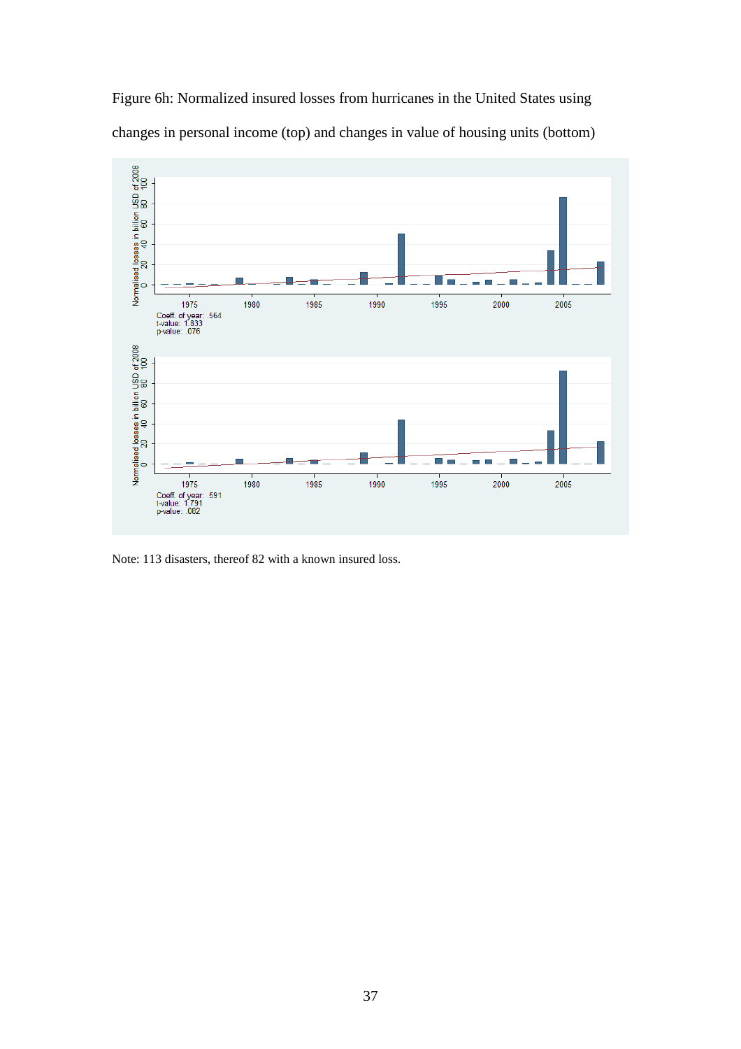Figure 6h: Normalized insured losses from hurricanes in the United States using changes in personal income (top) and changes in value of housing units (bottom)

Note: 113 disasters, thereof 82 with a known insured loss.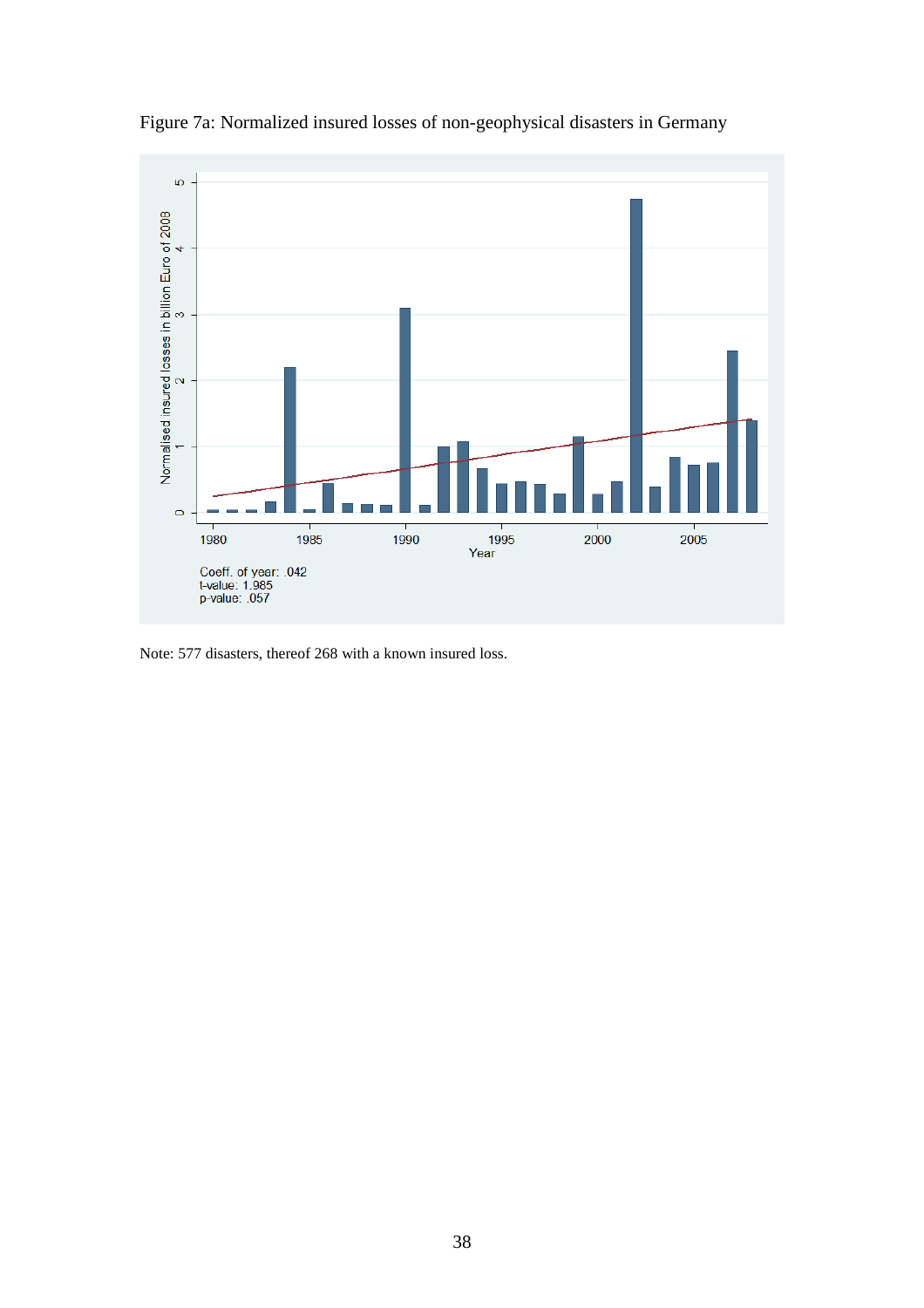Figure 7a: Normalized insured losses of non-geophysical disasters in Germany

Coeff. of year: .042
t-value: 1.985
p-value: .057

Note: 577 disasters, thereof 268 with a known insured loss.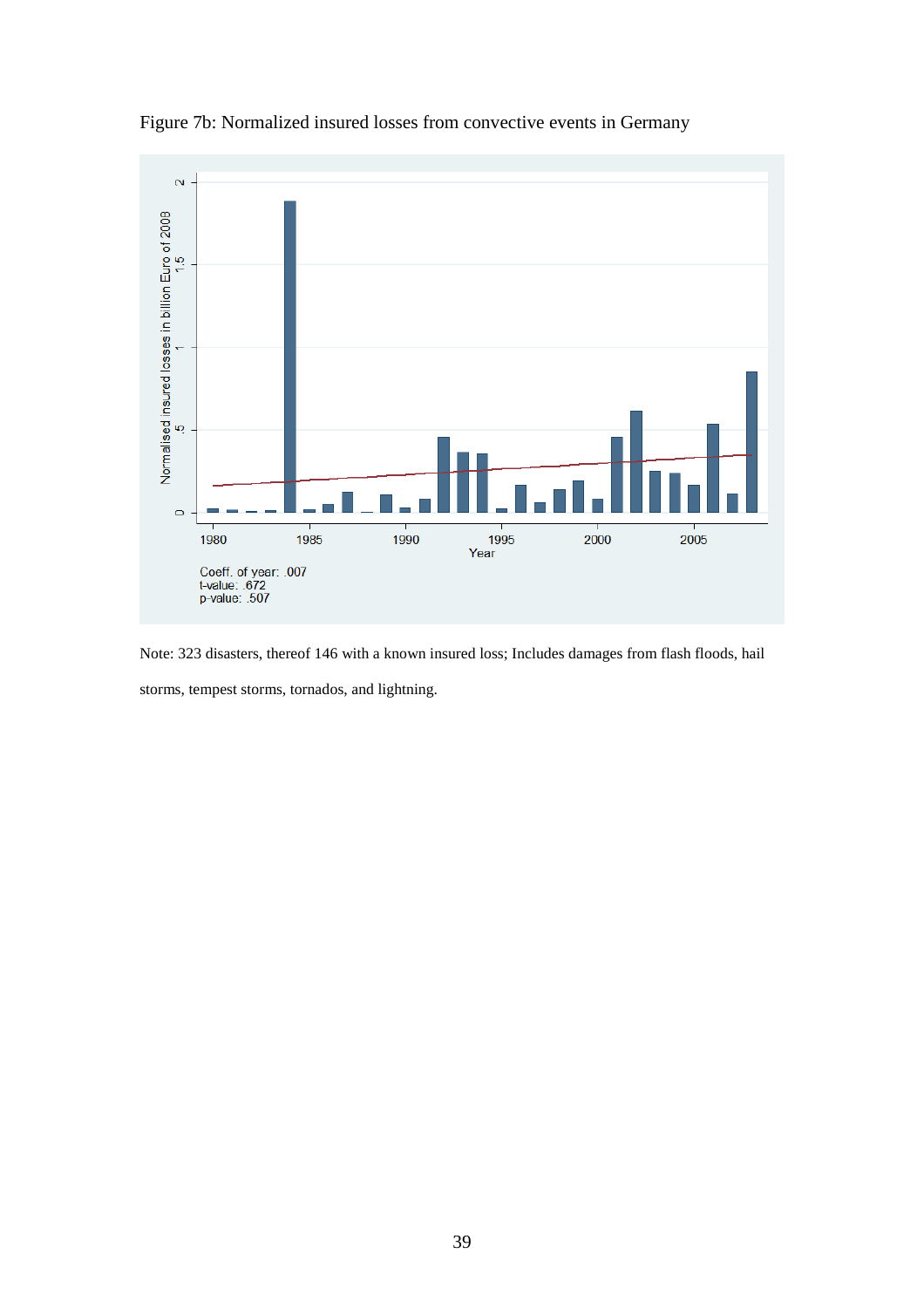Figure 7b: Normalized insured losses from convective events in Germany

Note: 323 disasters, thereof 146 with a known insured loss; Includes damages from flash floods, hail storms, tempest storms, tornados, and lightning.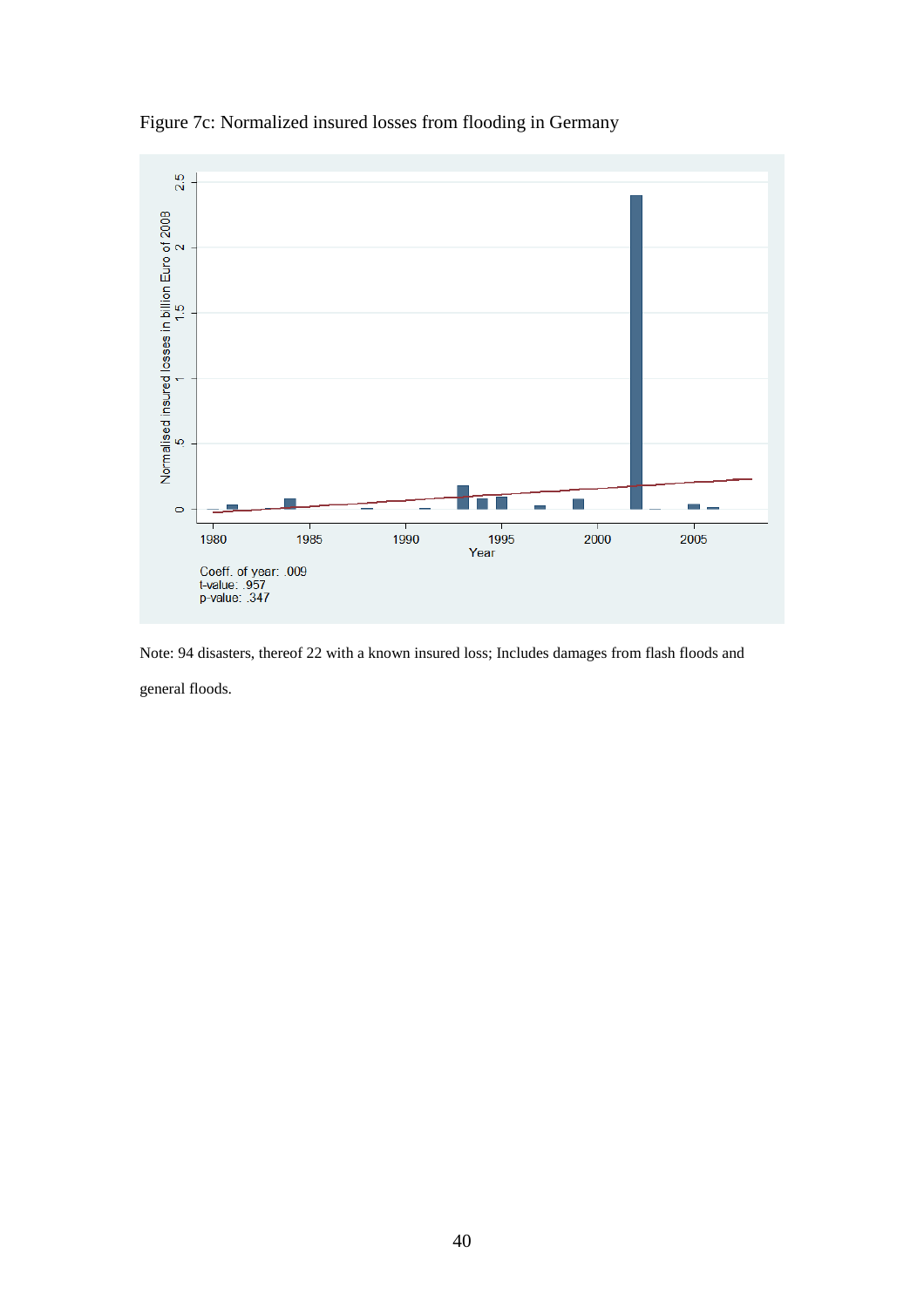Figure 7c: Normalized insured losses from flooding in Germany

Note: 94 disasters, thereof 22 with a known insured loss; Includes damages from flash floods and general floods.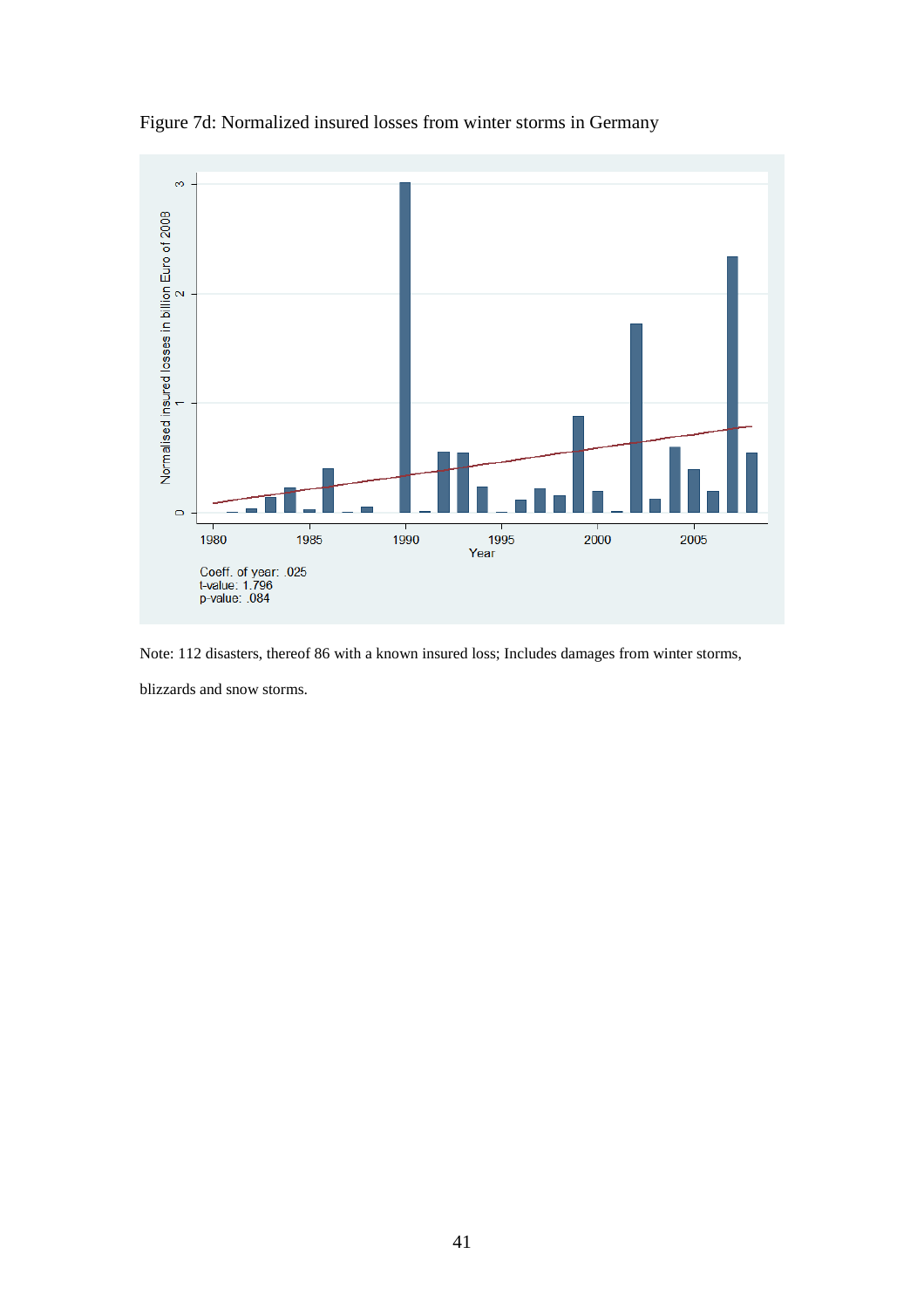Figure 7d: Normalized insured losses from winter storms in Germany

Coeff. of year: .025
t-value: 1.796
p-value: .084

Note: 112 disasters, thereof 86 with a known insured loss; Includes damages from winter storms, blizzards and snow storms.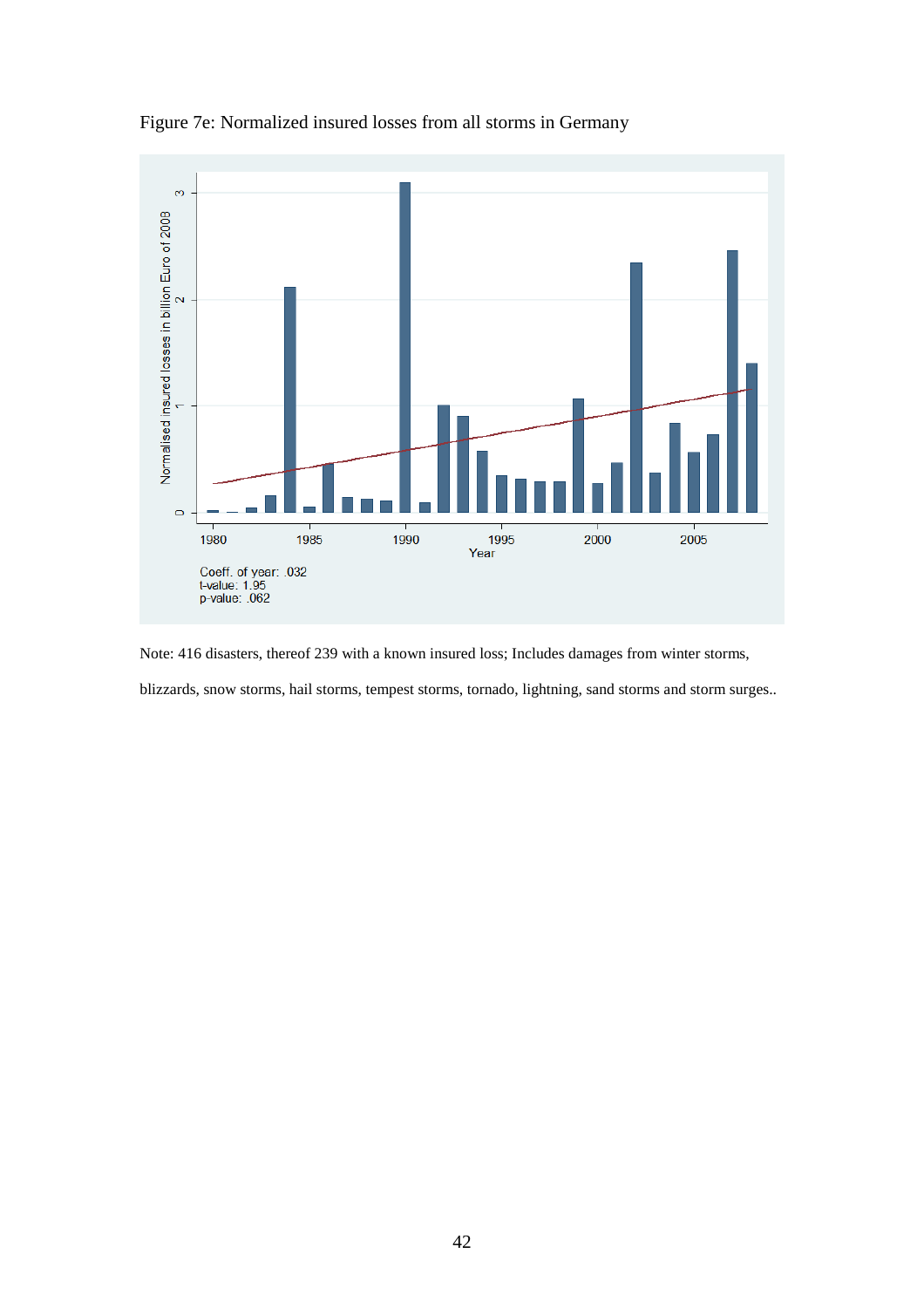Figure 7e: Normalized insured losses from all storms in Germany

Normalised insured losses in billion Euro of 2008

0
1
2
3

1980
1985
1990
1995
2000
2005

Year

Coeff. of year: .032
t-value: 1.95
p-value: .062

Note: 416 disasters, thereof 239 with a known insured loss; Includes damages from winter storms, blizzards, snow storms, hail storms, tempest storms, tornado, lightning, sand storms and storm surges..